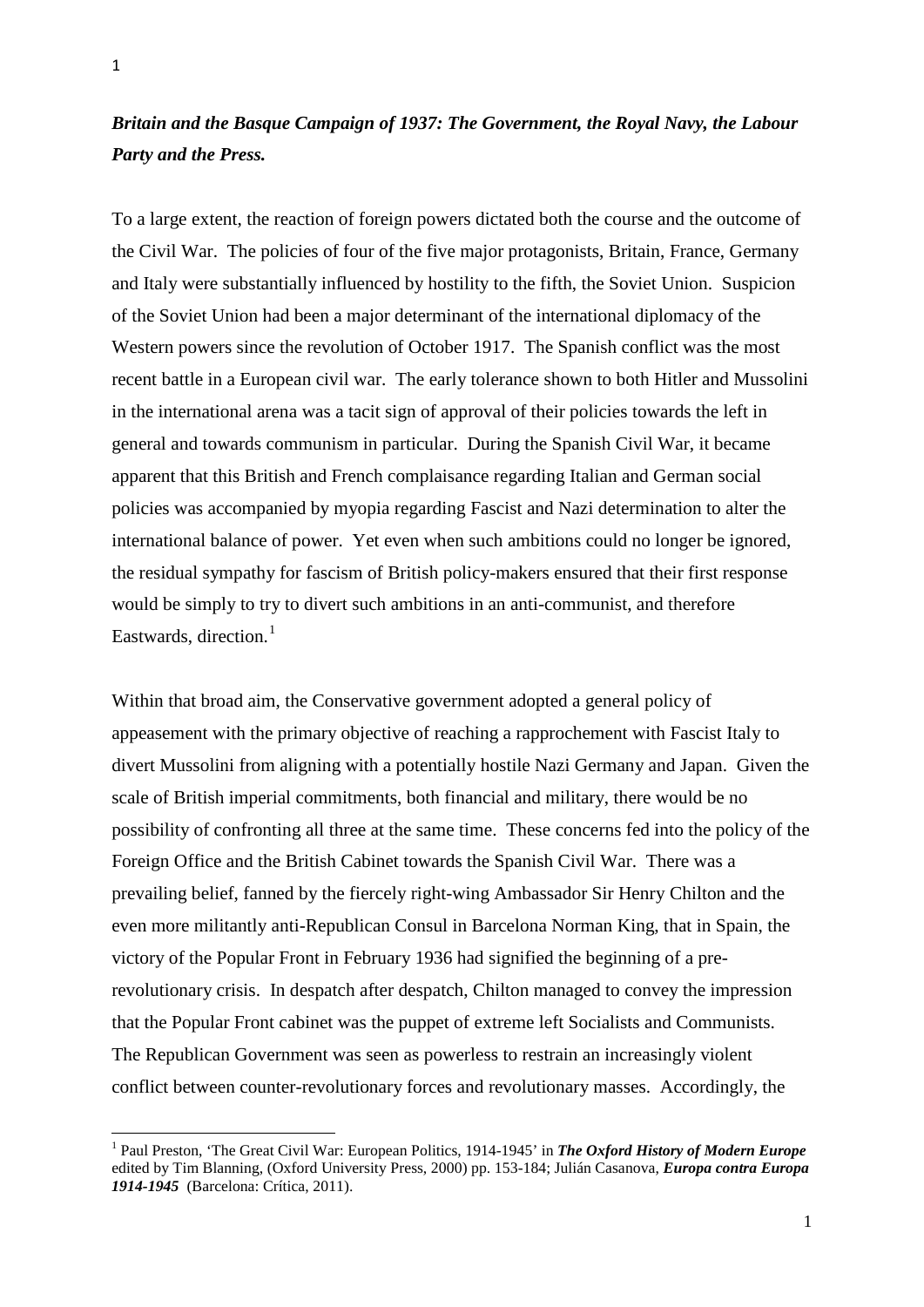## *Britain and the Basque Campaign of 1937: The Government, the Royal Navy, the Labour Party and the Press.*

To a large extent, the reaction of foreign powers dictated both the course and the outcome of the Civil War. The policies of four of the five major protagonists, Britain, France, Germany and Italy were substantially influenced by hostility to the fifth, the Soviet Union. Suspicion of the Soviet Union had been a major determinant of the international diplomacy of the Western powers since the revolution of October 1917. The Spanish conflict was the most recent battle in a European civil war. The early tolerance shown to both Hitler and Mussolini in the international arena was a tacit sign of approval of their policies towards the left in general and towards communism in particular. During the Spanish Civil War, it became apparent that this British and French complaisance regarding Italian and German social policies was accompanied by myopia regarding Fascist and Nazi determination to alter the international balance of power. Yet even when such ambitions could no longer be ignored, the residual sympathy for fascism of British policy-makers ensured that their first response would be simply to try to divert such ambitions in an anti-communist, and therefore Eastwards, direction.[1]

Within that broad aim, the Conservative government adopted a general policy of appeasement with the primary objective of reaching a rapprochement with Fascist Italy to divert Mussolini from aligning with a potentially hostile Nazi Germany and Japan. Given the scale of British imperial commitments, both financial and military, there would be no possibility of confronting all three at the same time. These concerns fed into the policy of the Foreign Office and the British Cabinet towards the Spanish Civil War. There was a prevailing belief, fanned by the fiercely right-wing Ambassador Sir Henry Chilton and the even more militantly anti-Republican Consul in Barcelona Norman King, that in Spain, the victory of the Popular Front in February 1936 had signified the beginning of a pre-revolutionary crisis. In despatch after despatch, Chilton managed to convey the impression that the Popular Front cabinet was the puppet of extreme left Socialists and Communists. The Republican Government was seen as powerless to restrain an increasingly violent conflict between counter-revolutionary forces and revolutionary masses. Accordingly, the

[1] Paul Preston, 'The Great Civil War: European Politics, 1914-1945' in ***The Oxford History of Modern Europe*** edited by Tim Blanning, (Oxford University Press, 2000) pp. 153-184; Julián Casanova, ***Europa contra Europa 1914-1945*** (Barcelona: Crítica, 2011).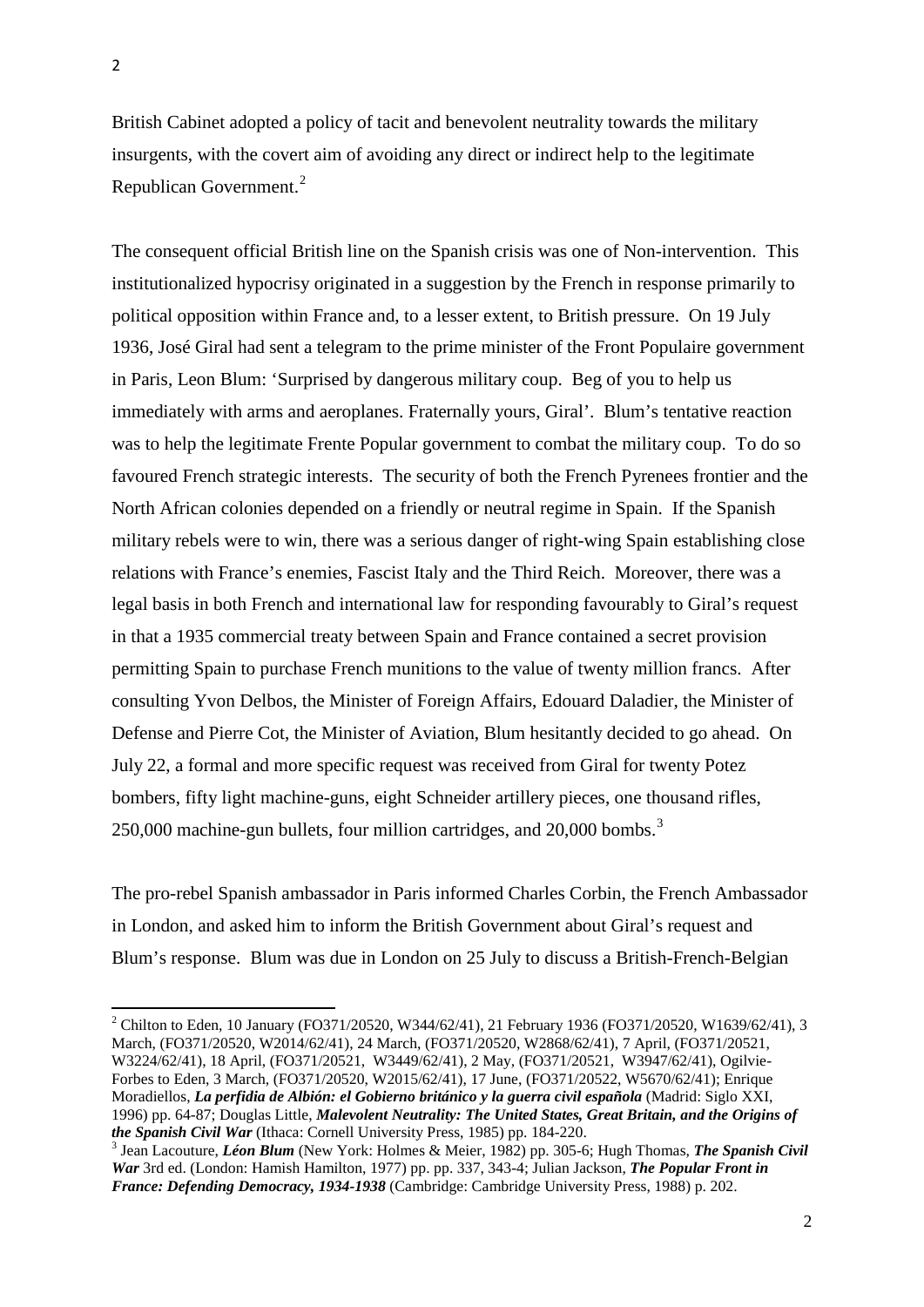British Cabinet adopted a policy of tacit and benevolent neutrality towards the military insurgents, with the covert aim of avoiding any direct or indirect help to the legitimate Republican Government.[2]

The consequent official British line on the Spanish crisis was one of Non-intervention. This institutionalized hypocrisy originated in a suggestion by the French in response primarily to political opposition within France and, to a lesser extent, to British pressure. On 19 July 1936, José Giral had sent a telegram to the prime minister of the Front Populaire government in Paris, Leon Blum: 'Surprised by dangerous military coup. Beg of you to help us immediately with arms and aeroplanes. Fraternally yours, Giral'. Blum's tentative reaction was to help the legitimate Frente Popular government to combat the military coup. To do so favoured French strategic interests. The security of both the French Pyrenees frontier and the North African colonies depended on a friendly or neutral regime in Spain. If the Spanish military rebels were to win, there was a serious danger of right-wing Spain establishing close relations with France's enemies, Fascist Italy and the Third Reich. Moreover, there was a legal basis in both French and international law for responding favourably to Giral's request in that a 1935 commercial treaty between Spain and France contained a secret provision permitting Spain to purchase French munitions to the value of twenty million francs. After consulting Yvon Delbos, the Minister of Foreign Affairs, Edouard Daladier, the Minister of Defense and Pierre Cot, the Minister of Aviation, Blum hesitantly decided to go ahead. On July 22, a formal and more specific request was received from Giral for twenty Potez bombers, fifty light machine-guns, eight Schneider artillery pieces, one thousand rifles, 250,000 machine-gun bullets, four million cartridges, and 20,000 bombs.[3]

The pro-rebel Spanish ambassador in Paris informed Charles Corbin, the French Ambassador in London, and asked him to inform the British Government about Giral's request and Blum's response. Blum was due in London on 25 July to discuss a British-French-Belgian

---

[2] Chilton to Eden, 10 January (FO371/20520, W344/62/41), 21 February 1936 (FO371/20520, W1639/62/41), 3 March, (FO371/20520, W2014/62/41), 24 March, (FO371/20520, W2868/62/41), 7 April, (FO371/20521, W3224/62/41), 18 April, (FO371/20521, W3449/62/41), 2 May, (FO371/20521, W3947/62/41), Ogilvie-Forbes to Eden, 3 March, (FO371/20520, W2015/62/41), 17 June, (FO371/20522, W5670/62/41); Enrique Moradiellos, ***La perfidia de Albión: el Gobierno británico y la guerra civil española*** (Madrid: Siglo XXI, 1996) pp. 64-87; Douglas Little, ***Malevolent Neutrality: The United States, Great Britain, and the Origins of the Spanish Civil War*** (Ithaca: Cornell University Press, 1985) pp. 184-220.

[3] Jean Lacouture, ***Léon Blum*** (New York: Holmes & Meier, 1982) pp. 305-6; Hugh Thomas, ***The Spanish Civil War*** 3rd ed. (London: Hamish Hamilton, 1977) pp. pp. 337, 343-4; Julian Jackson, ***The Popular Front in France: Defending Democracy, 1934-1938*** (Cambridge: Cambridge University Press, 1988) p. 202.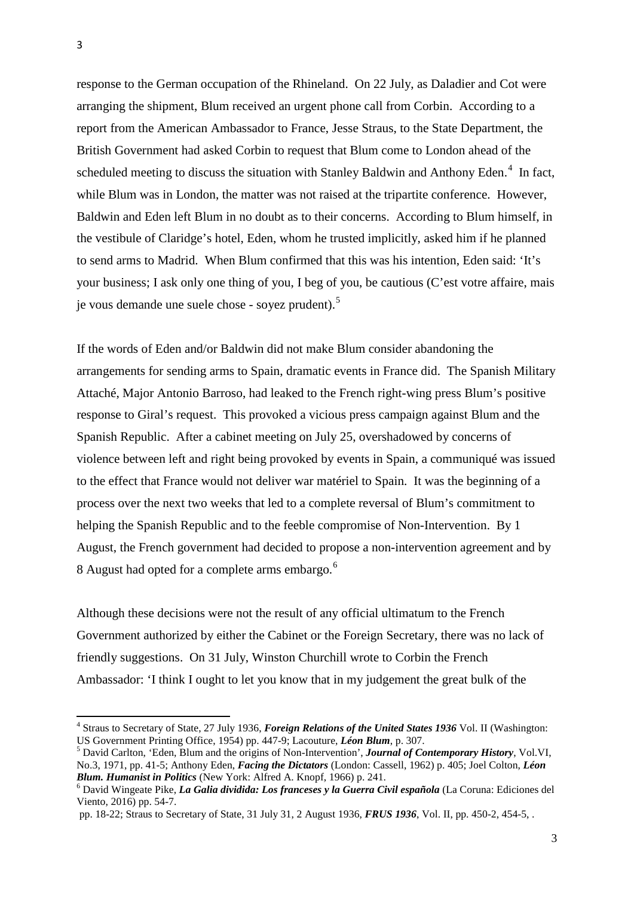response to the German occupation of the Rhineland. On 22 July, as Daladier and Cot were arranging the shipment, Blum received an urgent phone call from Corbin. According to a report from the American Ambassador to France, Jesse Straus, to the State Department, the British Government had asked Corbin to request that Blum come to London ahead of the scheduled meeting to discuss the situation with Stanley Baldwin and Anthony Eden.[4] In fact, while Blum was in London, the matter was not raised at the tripartite conference. However, Baldwin and Eden left Blum in no doubt as to their concerns. According to Blum himself, in the vestibule of Claridge's hotel, Eden, whom he trusted implicitly, asked him if he planned to send arms to Madrid. When Blum confirmed that this was his intention, Eden said: 'It's your business; I ask only one thing of you, I beg of you, be cautious (C'est votre affaire, mais je vous demande une suele chose - soyez prudent).[5]

If the words of Eden and/or Baldwin did not make Blum consider abandoning the arrangements for sending arms to Spain, dramatic events in France did. The Spanish Military Attaché, Major Antonio Barroso, had leaked to the French right-wing press Blum's positive response to Giral's request. This provoked a vicious press campaign against Blum and the Spanish Republic. After a cabinet meeting on July 25, overshadowed by concerns of violence between left and right being provoked by events in Spain, a communiqué was issued to the effect that France would not deliver war matériel to Spain. It was the beginning of a process over the next two weeks that led to a complete reversal of Blum's commitment to helping the Spanish Republic and to the feeble compromise of Non-Intervention. By 1 August, the French government had decided to propose a non-intervention agreement and by 8 August had opted for a complete arms embargo.[6]

Although these decisions were not the result of any official ultimatum to the French Government authorized by either the Cabinet or the Foreign Secretary, there was no lack of friendly suggestions. On 31 July, Winston Churchill wrote to Corbin the French Ambassador: 'I think I ought to let you know that in my judgement the great bulk of the

---

[4] Straus to Secretary of State, 27 July 1936, ***Foreign Relations of the United States 1936*** Vol. II (Washington: US Government Printing Office, 1954) pp. 447-9; Lacouture, ***Léon Blum***, p. 307.

[5] David Carlton, 'Eden, Blum and the origins of Non-Intervention', ***Journal of Contemporary History***, Vol.VI, No.3, 1971, pp. 41-5; Anthony Eden, ***Facing the Dictators*** (London: Cassell, 1962) p. 405; Joel Colton, ***Léon Blum. Humanist in Politics*** (New York: Alfred A. Knopf, 1966) p. 241.

[6] David Wingeate Pike, ***La Galia dividida: Los franceses y la Guerra Civil española*** (La Coruna: Ediciones del Viento, 2016) pp. 54-7.

pp. 18-22; Straus to Secretary of State, 31 July 31, 2 August 1936, ***FRUS 1936***, Vol. II, pp. 450-2, 454-5, .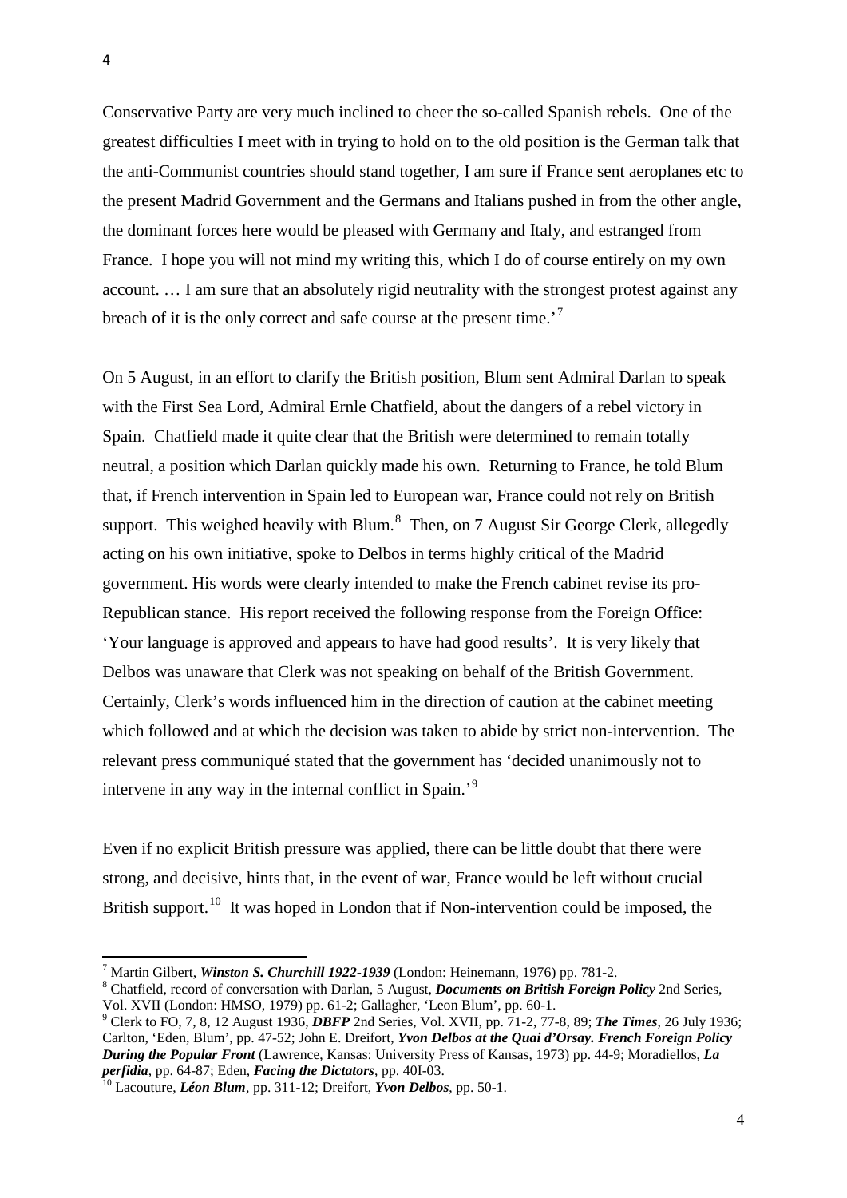Conservative Party are very much inclined to cheer the so-called Spanish rebels. One of the greatest difficulties I meet with in trying to hold on to the old position is the German talk that the anti-Communist countries should stand together, I am sure if France sent aeroplanes etc to the present Madrid Government and the Germans and Italians pushed in from the other angle, the dominant forces here would be pleased with Germany and Italy, and estranged from France. I hope you will not mind my writing this, which I do of course entirely on my own account. … I am sure that an absolutely rigid neutrality with the strongest protest against any breach of it is the only correct and safe course at the present time.'[7]

On 5 August, in an effort to clarify the British position, Blum sent Admiral Darlan to speak with the First Sea Lord, Admiral Ernle Chatfield, about the dangers of a rebel victory in Spain. Chatfield made it quite clear that the British were determined to remain totally neutral, a position which Darlan quickly made his own. Returning to France, he told Blum that, if French intervention in Spain led to European war, France could not rely on British support. This weighed heavily with Blum.[8] Then, on 7 August Sir George Clerk, allegedly acting on his own initiative, spoke to Delbos in terms highly critical of the Madrid government. His words were clearly intended to make the French cabinet revise its pro-Republican stance. His report received the following response from the Foreign Office: 'Your language is approved and appears to have had good results'. It is very likely that Delbos was unaware that Clerk was not speaking on behalf of the British Government. Certainly, Clerk's words influenced him in the direction of caution at the cabinet meeting which followed and at which the decision was taken to abide by strict non-intervention. The relevant press communiqué stated that the government has 'decided unanimously not to intervene in any way in the internal conflict in Spain.'[9]

Even if no explicit British pressure was applied, there can be little doubt that there were strong, and decisive, hints that, in the event of war, France would be left without crucial British support.[10] It was hoped in London that if Non-intervention could be imposed, the

---

[7] Martin Gilbert, ***Winston S. Churchill 1922-1939*** (London: Heinemann, 1976) pp. 781-2.

[8] Chatfield, record of conversation with Darlan, 5 August, ***Documents on British Foreign Policy*** 2nd Series, Vol. XVII (London: HMSO, 1979) pp. 61-2; Gallagher, 'Leon Blum', pp. 60-1.

[9] Clerk to FO, 7, 8, 12 August 1936, ***DBFP*** 2nd Series, Vol. XVII, pp. 71-2, 77-8, 89; ***The Times***, 26 July 1936; Carlton, 'Eden, Blum', pp. 47-52; John E. Dreifort, ***Yvon Delbos at the Quai d'Orsay. French Foreign Policy During the Popular Front*** (Lawrence, Kansas: University Press of Kansas, 1973) pp. 44-9; Moradiellos, ***La perfidia***, pp. 64-87; Eden, ***Facing the Dictators***, pp. 40I-03.

[10] Lacouture, ***Léon Blum***, pp. 311-12; Dreifort, ***Yvon Delbos***, pp. 50-1.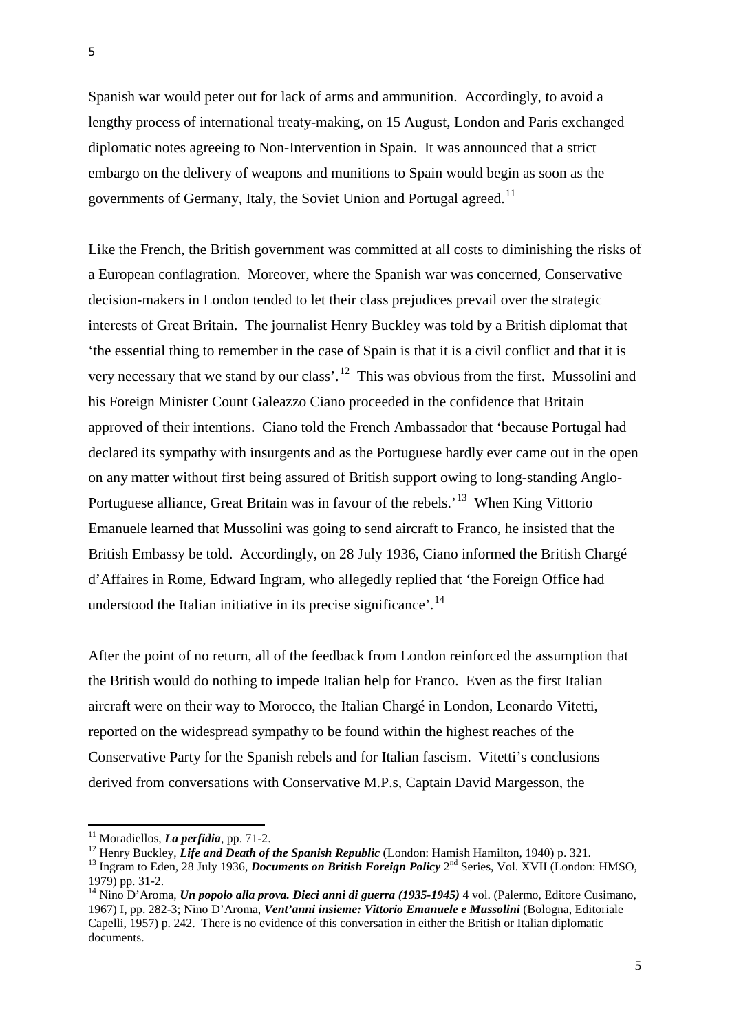Spanish war would peter out for lack of arms and ammunition. Accordingly, to avoid a lengthy process of international treaty-making, on 15 August, London and Paris exchanged diplomatic notes agreeing to Non-Intervention in Spain. It was announced that a strict embargo on the delivery of weapons and munitions to Spain would begin as soon as the governments of Germany, Italy, the Soviet Union and Portugal agreed.[11]

Like the French, the British government was committed at all costs to diminishing the risks of a European conflagration. Moreover, where the Spanish war was concerned, Conservative decision-makers in London tended to let their class prejudices prevail over the strategic interests of Great Britain. The journalist Henry Buckley was told by a British diplomat that 'the essential thing to remember in the case of Spain is that it is a civil conflict and that it is very necessary that we stand by our class'.[12] This was obvious from the first. Mussolini and his Foreign Minister Count Galeazzo Ciano proceeded in the confidence that Britain approved of their intentions. Ciano told the French Ambassador that 'because Portugal had declared its sympathy with insurgents and as the Portuguese hardly ever came out in the open on any matter without first being assured of British support owing to long-standing Anglo-Portuguese alliance, Great Britain was in favour of the rebels.'[13] When King Vittorio Emanuele learned that Mussolini was going to send aircraft to Franco, he insisted that the British Embassy be told. Accordingly, on 28 July 1936, Ciano informed the British Chargé d'Affaires in Rome, Edward Ingram, who allegedly replied that 'the Foreign Office had understood the Italian initiative in its precise significance'.[14]

After the point of no return, all of the feedback from London reinforced the assumption that the British would do nothing to impede Italian help for Franco. Even as the first Italian aircraft were on their way to Morocco, the Italian Chargé in London, Leonardo Vitetti, reported on the widespread sympathy to be found within the highest reaches of the Conservative Party for the Spanish rebels and for Italian fascism. Vitetti's conclusions derived from conversations with Conservative M.P.s, Captain David Margesson, the

---

[11] Moradiellos, ***La perfidia***, pp. 71-2.

[12] Henry Buckley, ***Life and Death of the Spanish Republic*** (London: Hamish Hamilton, 1940) p. 321.

[13] Ingram to Eden, 28 July 1936, ***Documents on British Foreign Policy*** 2nd Series, Vol. XVII (London: HMSO, 1979) pp. 31-2.

[14] Nino D'Aroma, ***Un popolo alla prova. Dieci anni di guerra (1935-1945)*** 4 vol. (Palermo, Editore Cusimano, 1967) I, pp. 282-3; Nino D'Aroma, ***Vent'anni insieme: Vittorio Emanuele e Mussolini*** (Bologna, Editoriale Capelli, 1957) p. 242. There is no evidence of this conversation in either the British or Italian diplomatic documents.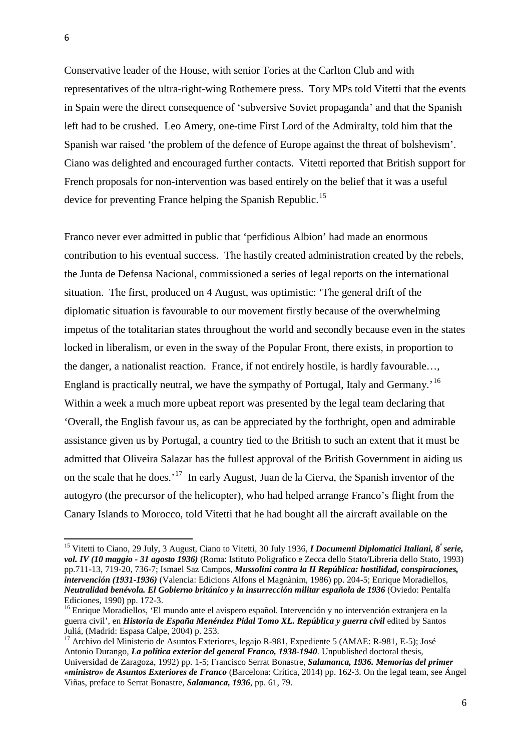Conservative leader of the House, with senior Tories at the Carlton Club and with representatives of the ultra-right-wing Rothemere press. Tory MPs told Vitetti that the events in Spain were the direct consequence of 'subversive Soviet propaganda' and that the Spanish left had to be crushed. Leo Amery, one-time First Lord of the Admiralty, told him that the Spanish war raised 'the problem of the defence of Europe against the threat of bolshevism'. Ciano was delighted and encouraged further contacts. Vitetti reported that British support for French proposals for non-intervention was based entirely on the belief that it was a useful device for preventing France helping the Spanish Republic.[15]

Franco never ever admitted in public that 'perfidious Albion' had made an enormous contribution to his eventual success. The hastily created administration created by the rebels, the Junta de Defensa Nacional, commissioned a series of legal reports on the international situation. The first, produced on 4 August, was optimistic: 'The general drift of the diplomatic situation is favourable to our movement firstly because of the overwhelming impetus of the totalitarian states throughout the world and secondly because even in the states locked in liberalism, or even in the sway of the Popular Front, there exists, in proportion to the danger, a nationalist reaction. France, if not entirely hostile, is hardly favourable…, England is practically neutral, we have the sympathy of Portugal, Italy and Germany.'[16] Within a week a much more upbeat report was presented by the legal team declaring that 'Overall, the English favour us, as can be appreciated by the forthright, open and admirable assistance given us by Portugal, a country tied to the British to such an extent that it must be admitted that Oliveira Salazar has the fullest approval of the British Government in aiding us on the scale that he does.'[17] In early August, Juan de la Cierva, the Spanish inventor of the autogyro (the precursor of the helicopter), who had helped arrange Franco's flight from the Canary Islands to Morocco, told Vitetti that he had bought all the aircraft available on the

---

[15] Vitetti to Ciano, 29 July, 3 August, Ciano to Vitetti, 30 July 1936, ***I Documenti Diplomatici Italiani, 8ª serie, vol. IV (10 maggio - 31 agosto 1936)*** (Roma: Istituto Poligrafico e Zecca dello Stato/Libreria dello Stato, 1993) pp.711-13, 719-20, 736-7; Ismael Saz Campos, ***Mussolini contra la II República: hostilidad, conspiraciones, intervención (1931-1936)*** (Valencia: Edicions Alfons el Magnànim, 1986) pp. 204-5; Enrique Moradiellos, ***Neutralidad benévola. El Gobierno británico y la insurrección militar española de 1936*** (Oviedo: Pentalfa Ediciones, 1990) pp. 172-3.

[16] Enrique Moradiellos, 'El mundo ante el avispero español. Intervención y no intervención extranjera en la guerra civil', en ***Historia de España Menéndez Pidal Tomo XL. República y guerra civil*** edited by Santos Juliá, (Madrid: Espasa Calpe, 2004) p. 253.

[17] Archivo del Ministerio de Asuntos Exteriores, legajo R-981, Expediente 5 (AMAE: R-981, E-5); José Antonio Durango, ***La política exterior del general Franco, 1938-1940***. Unpublished doctoral thesis, Universidad de Zaragoza, 1992) pp. 1-5; Francisco Serrat Bonastre, ***Salamanca, 1936. Memorias del primer «ministro» de Asuntos Exteriores de Franco*** (Barcelona: Crítica, 2014) pp. 162-3. On the legal team, see Ángel Viñas, preface to Serrat Bonastre, ***Salamanca, 1936***, pp. 61, 79.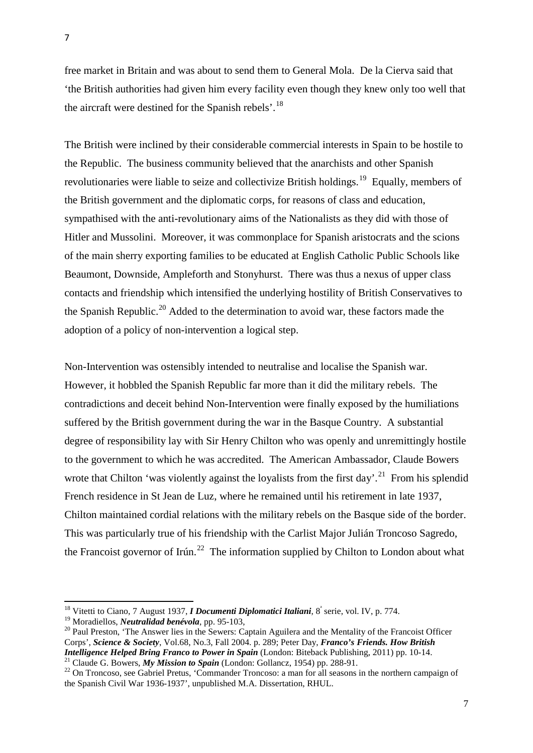free market in Britain and was about to send them to General Mola. De la Cierva said that 'the British authorities had given him every facility even though they knew only too well that the aircraft were destined for the Spanish rebels'.[18]

The British were inclined by their considerable commercial interests in Spain to be hostile to the Republic. The business community believed that the anarchists and other Spanish revolutionaries were liable to seize and collectivize British holdings.[19] Equally, members of the British government and the diplomatic corps, for reasons of class and education, sympathised with the anti-revolutionary aims of the Nationalists as they did with those of Hitler and Mussolini. Moreover, it was commonplace for Spanish aristocrats and the scions of the main sherry exporting families to be educated at English Catholic Public Schools like Beaumont, Downside, Ampleforth and Stonyhurst. There was thus a nexus of upper class contacts and friendship which intensified the underlying hostility of British Conservatives to the Spanish Republic.[20] Added to the determination to avoid war, these factors made the adoption of a policy of non-intervention a logical step.

Non-Intervention was ostensibly intended to neutralise and localise the Spanish war. However, it hobbled the Spanish Republic far more than it did the military rebels. The contradictions and deceit behind Non-Intervention were finally exposed by the humiliations suffered by the British government during the war in the Basque Country. A substantial degree of responsibility lay with Sir Henry Chilton who was openly and unremittingly hostile to the government to which he was accredited. The American Ambassador, Claude Bowers wrote that Chilton 'was violently against the loyalists from the first day'.[21] From his splendid French residence in St Jean de Luz, where he remained until his retirement in late 1937, Chilton maintained cordial relations with the military rebels on the Basque side of the border. This was particularly true of his friendship with the Carlist Major Julián Troncoso Sagredo, the Francoist governor of Irún.[22] The information supplied by Chilton to London about what

---

[18] Vitetti to Ciano, 7 August 1937, ***I Documenti Diplomatici Italiani***, 8ª serie, vol. IV, p. 774.

[19] Moradiellos, ***Neutralidad benévola***, pp. 95-103,

[20] Paul Preston, 'The Answer lies in the Sewers: Captain Aguilera and the Mentality of the Francoist Officer Corps', ***Science & Society***, Vol.68, No.3, Fall 2004. p. 289; Peter Day, ***Franco's Friends. How British Intelligence Helped Bring Franco to Power in Spain*** (London: Biteback Publishing, 2011) pp. 10-14.

[21] Claude G. Bowers, ***My Mission to Spain*** (London: Gollancz, 1954) pp. 288-91.

[22] On Troncoso, see Gabriel Pretus, 'Commander Troncoso: a man for all seasons in the northern campaign of the Spanish Civil War 1936-1937', unpublished M.A. Dissertation, RHUL.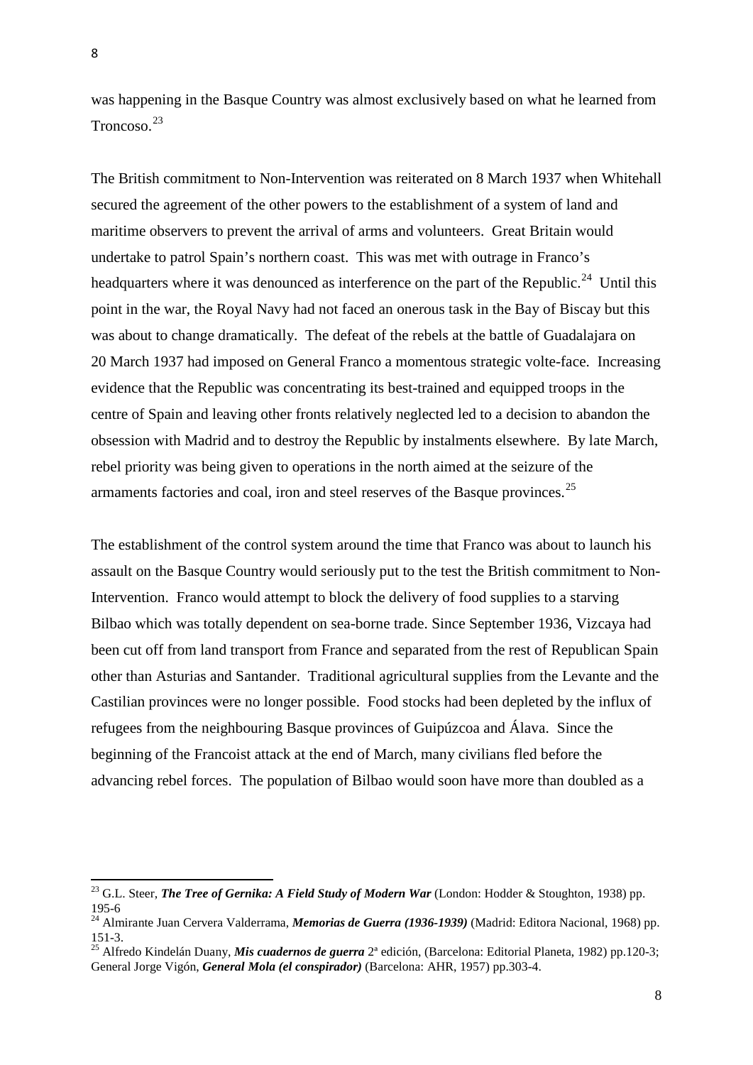was happening in the Basque Country was almost exclusively based on what he learned from Troncoso.[23]

The British commitment to Non-Intervention was reiterated on 8 March 1937 when Whitehall secured the agreement of the other powers to the establishment of a system of land and maritime observers to prevent the arrival of arms and volunteers. Great Britain would undertake to patrol Spain's northern coast. This was met with outrage in Franco's headquarters where it was denounced as interference on the part of the Republic.[24] Until this point in the war, the Royal Navy had not faced an onerous task in the Bay of Biscay but this was about to change dramatically. The defeat of the rebels at the battle of Guadalajara on 20 March 1937 had imposed on General Franco a momentous strategic volte-face. Increasing evidence that the Republic was concentrating its best-trained and equipped troops in the centre of Spain and leaving other fronts relatively neglected led to a decision to abandon the obsession with Madrid and to destroy the Republic by instalments elsewhere. By late March, rebel priority was being given to operations in the north aimed at the seizure of the armaments factories and coal, iron and steel reserves of the Basque provinces.[25]

The establishment of the control system around the time that Franco was about to launch his assault on the Basque Country would seriously put to the test the British commitment to Non-Intervention. Franco would attempt to block the delivery of food supplies to a starving Bilbao which was totally dependent on sea-borne trade. Since September 1936, Vizcaya had been cut off from land transport from France and separated from the rest of Republican Spain other than Asturias and Santander. Traditional agricultural supplies from the Levante and the Castilian provinces were no longer possible. Food stocks had been depleted by the influx of refugees from the neighbouring Basque provinces of Guipúzcoa and Álava. Since the beginning of the Francoist attack at the end of March, many civilians fled before the advancing rebel forces. The population of Bilbao would soon have more than doubled as a

---

[23] G.L. Steer, ***The Tree of Gernika: A Field Study of Modern War*** (London: Hodder & Stoughton, 1938) pp. 195-6

[24] Almirante Juan Cervera Valderrama, ***Memorias de Guerra (1936-1939)*** (Madrid: Editora Nacional, 1968) pp. 151-3.

[25] Alfredo Kindelán Duany, ***Mis cuadernos de guerra*** 2ª edición, (Barcelona: Editorial Planeta, 1982) pp.120-3; General Jorge Vigón, ***General Mola (el conspirador)*** (Barcelona: AHR, 1957) pp.303-4.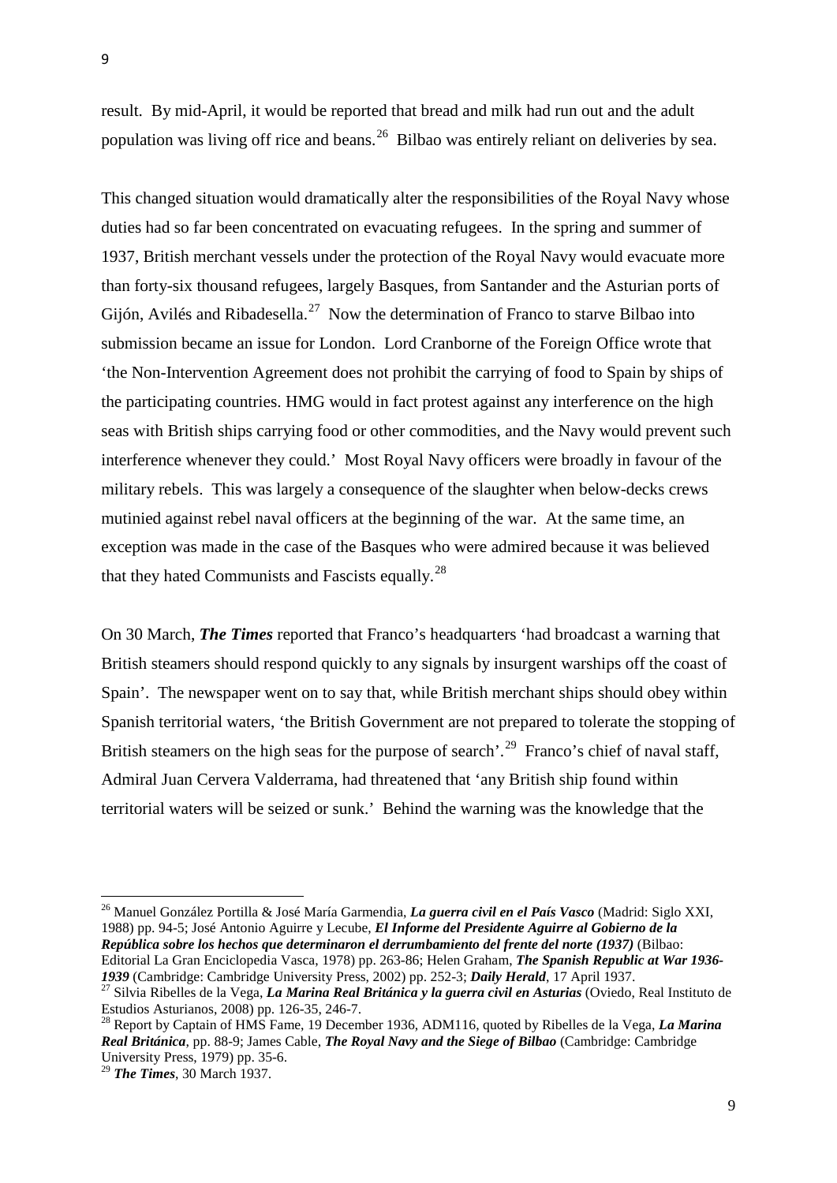result. By mid-April, it would be reported that bread and milk had run out and the adult population was living off rice and beans.[26] Bilbao was entirely reliant on deliveries by sea.

This changed situation would dramatically alter the responsibilities of the Royal Navy whose duties had so far been concentrated on evacuating refugees. In the spring and summer of 1937, British merchant vessels under the protection of the Royal Navy would evacuate more than forty-six thousand refugees, largely Basques, from Santander and the Asturian ports of Gijón, Avilés and Ribadesella.[27] Now the determination of Franco to starve Bilbao into submission became an issue for London. Lord Cranborne of the Foreign Office wrote that 'the Non-Intervention Agreement does not prohibit the carrying of food to Spain by ships of the participating countries. HMG would in fact protest against any interference on the high seas with British ships carrying food or other commodities, and the Navy would prevent such interference whenever they could.' Most Royal Navy officers were broadly in favour of the military rebels. This was largely a consequence of the slaughter when below-decks crews mutinied against rebel naval officers at the beginning of the war. At the same time, an exception was made in the case of the Basques who were admired because it was believed that they hated Communists and Fascists equally.[28]

On 30 March, ***The Times*** reported that Franco's headquarters 'had broadcast a warning that British steamers should respond quickly to any signals by insurgent warships off the coast of Spain'. The newspaper went on to say that, while British merchant ships should obey within Spanish territorial waters, 'the British Government are not prepared to tolerate the stopping of British steamers on the high seas for the purpose of search'.[29] Franco's chief of naval staff, Admiral Juan Cervera Valderrama, had threatened that 'any British ship found within territorial waters will be seized or sunk.' Behind the warning was the knowledge that the

---

[26] Manuel González Portilla & José María Garmendia, ***La guerra civil en el País Vasco*** (Madrid: Siglo XXI, 1988) pp. 94-5; José Antonio Aguirre y Lecube, ***El Informe del Presidente Aguirre al Gobierno de la República sobre los hechos que determinaron el derrumbamiento del frente del norte (1937)*** (Bilbao: Editorial La Gran Enciclopedia Vasca, 1978) pp. 263-86; Helen Graham, ***The Spanish Republic at War 1936-1939*** (Cambridge: Cambridge University Press, 2002) pp. 252-3; ***Daily Herald***, 17 April 1937.

[27] Silvia Ribelles de la Vega, ***La Marina Real Británica y la guerra civil en Asturias*** (Oviedo, Real Instituto de Estudios Asturianos, 2008) pp. 126-35, 246-7.

[28] Report by Captain of HMS Fame, 19 December 1936, ADM116, quoted by Ribelles de la Vega, ***La Marina Real Británica***, pp. 88-9; James Cable, ***The Royal Navy and the Siege of Bilbao*** (Cambridge: Cambridge University Press, 1979) pp. 35-6.

[29] ***The Times***, 30 March 1937.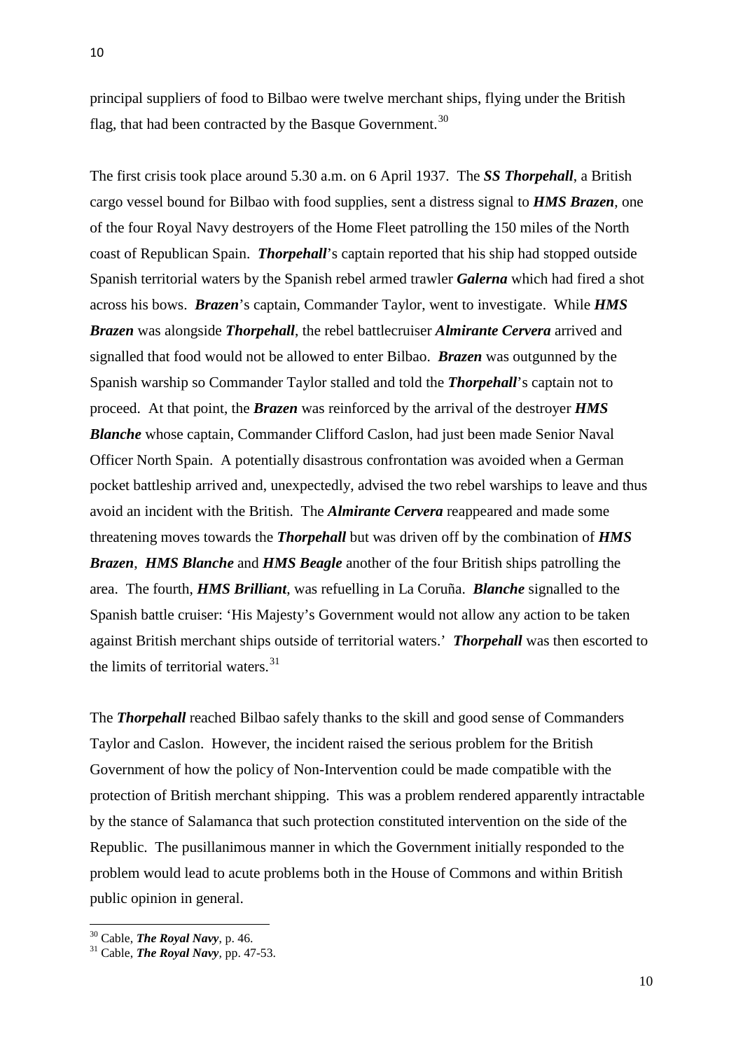principal suppliers of food to Bilbao were twelve merchant ships, flying under the British flag, that had been contracted by the Basque Government.[30]

The first crisis took place around 5.30 a.m. on 6 April 1937. The ***SS Thorpehall***, a British cargo vessel bound for Bilbao with food supplies, sent a distress signal to ***HMS Brazen***, one of the four Royal Navy destroyers of the Home Fleet patrolling the 150 miles of the North coast of Republican Spain. ***Thorpehall***'s captain reported that his ship had stopped outside Spanish territorial waters by the Spanish rebel armed trawler ***Galerna*** which had fired a shot across his bows. ***Brazen***'s captain, Commander Taylor, went to investigate. While ***HMS Brazen*** was alongside ***Thorpehall***, the rebel battlecruiser ***Almirante Cervera*** arrived and signalled that food would not be allowed to enter Bilbao. ***Brazen*** was outgunned by the Spanish warship so Commander Taylor stalled and told the ***Thorpehall***'s captain not to proceed. At that point, the ***Brazen*** was reinforced by the arrival of the destroyer ***HMS Blanche*** whose captain, Commander Clifford Caslon, had just been made Senior Naval Officer North Spain. A potentially disastrous confrontation was avoided when a German pocket battleship arrived and, unexpectedly, advised the two rebel warships to leave and thus avoid an incident with the British. The ***Almirante Cervera*** reappeared and made some threatening moves towards the ***Thorpehall*** but was driven off by the combination of ***HMS Brazen***, ***HMS Blanche*** and ***HMS Beagle*** another of the four British ships patrolling the area. The fourth, ***HMS Brilliant***, was refuelling in La Coruña. ***Blanche*** signalled to the Spanish battle cruiser: 'His Majesty's Government would not allow any action to be taken against British merchant ships outside of territorial waters.' ***Thorpehall*** was then escorted to the limits of territorial waters.[31]

The ***Thorpehall*** reached Bilbao safely thanks to the skill and good sense of Commanders Taylor and Caslon. However, the incident raised the serious problem for the British Government of how the policy of Non-Intervention could be made compatible with the protection of British merchant shipping. This was a problem rendered apparently intractable by the stance of Salamanca that such protection constituted intervention on the side of the Republic. The pusillanimous manner in which the Government initially responded to the problem would lead to acute problems both in the House of Commons and within British public opinion in general.

[30] Cable, ***The Royal Navy***, p. 46.
[31] Cable, ***The Royal Navy***, pp. 47-53.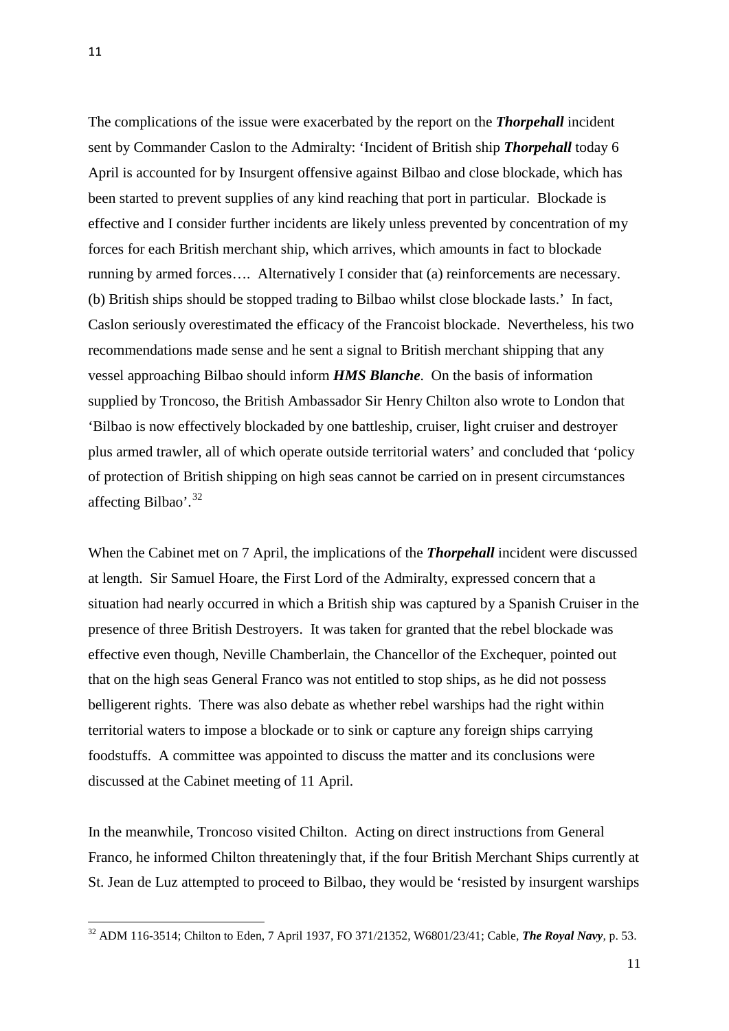The complications of the issue were exacerbated by the report on the ***Thorpehall*** incident sent by Commander Caslon to the Admiralty: 'Incident of British ship ***Thorpehall*** today 6 April is accounted for by Insurgent offensive against Bilbao and close blockade, which has been started to prevent supplies of any kind reaching that port in particular. Blockade is effective and I consider further incidents are likely unless prevented by concentration of my forces for each British merchant ship, which arrives, which amounts in fact to blockade running by armed forces…. Alternatively I consider that (a) reinforcements are necessary. (b) British ships should be stopped trading to Bilbao whilst close blockade lasts.' In fact, Caslon seriously overestimated the efficacy of the Francoist blockade. Nevertheless, his two recommendations made sense and he sent a signal to British merchant shipping that any vessel approaching Bilbao should inform ***HMS Blanche***. On the basis of information supplied by Troncoso, the British Ambassador Sir Henry Chilton also wrote to London that 'Bilbao is now effectively blockaded by one battleship, cruiser, light cruiser and destroyer plus armed trawler, all of which operate outside territorial waters' and concluded that 'policy of protection of British shipping on high seas cannot be carried on in present circumstances affecting Bilbao'.[32]

When the Cabinet met on 7 April, the implications of the ***Thorpehall*** incident were discussed at length. Sir Samuel Hoare, the First Lord of the Admiralty, expressed concern that a situation had nearly occurred in which a British ship was captured by a Spanish Cruiser in the presence of three British Destroyers. It was taken for granted that the rebel blockade was effective even though, Neville Chamberlain, the Chancellor of the Exchequer, pointed out that on the high seas General Franco was not entitled to stop ships, as he did not possess belligerent rights. There was also debate as whether rebel warships had the right within territorial waters to impose a blockade or to sink or capture any foreign ships carrying foodstuffs. A committee was appointed to discuss the matter and its conclusions were discussed at the Cabinet meeting of 11 April.

In the meanwhile, Troncoso visited Chilton. Acting on direct instructions from General Franco, he informed Chilton threateningly that, if the four British Merchant Ships currently at St. Jean de Luz attempted to proceed to Bilbao, they would be 'resisted by insurgent warships

---

[32] ADM 116-3514; Chilton to Eden, 7 April 1937, FO 371/21352, W6801/23/41; Cable, ***The Royal Navy***, p. 53.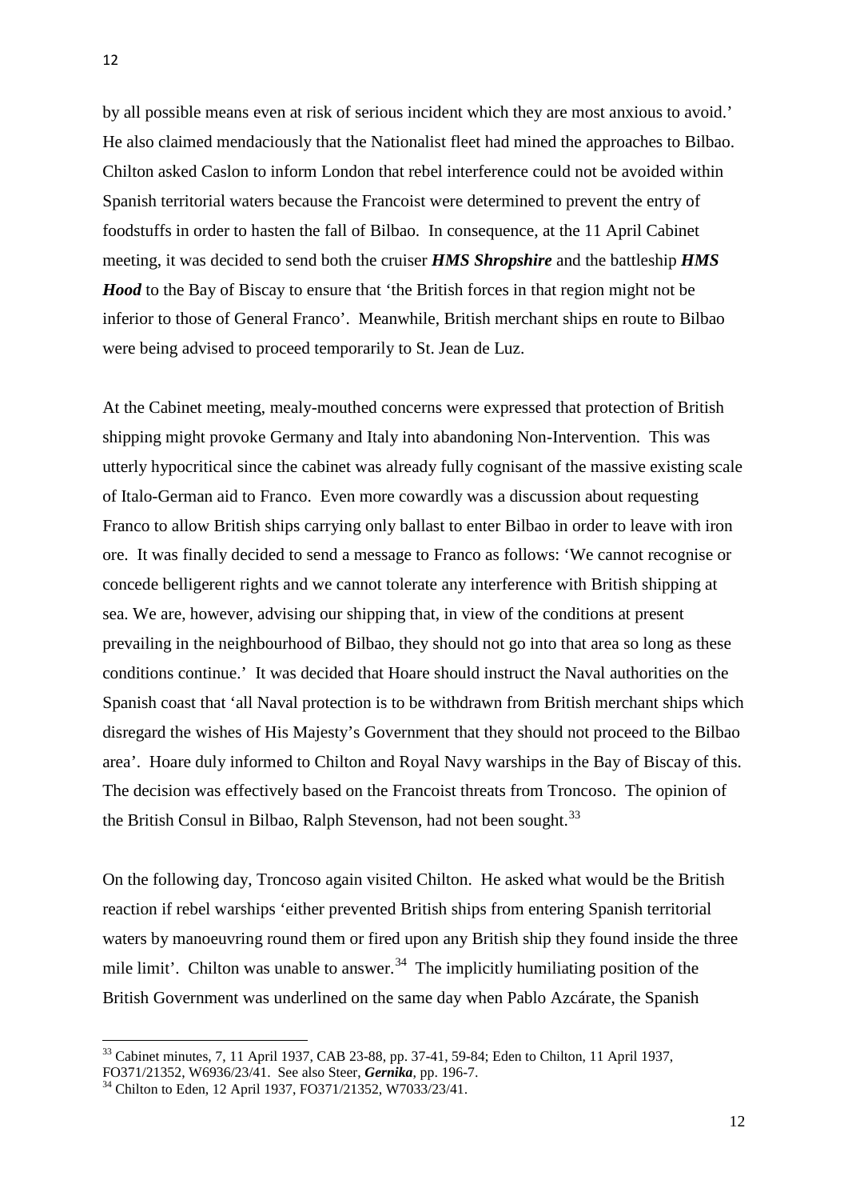by all possible means even at risk of serious incident which they are most anxious to avoid.' He also claimed mendaciously that the Nationalist fleet had mined the approaches to Bilbao. Chilton asked Caslon to inform London that rebel interference could not be avoided within Spanish territorial waters because the Francoist were determined to prevent the entry of foodstuffs in order to hasten the fall of Bilbao. In consequence, at the 11 April Cabinet meeting, it was decided to send both the cruiser ***HMS Shropshire*** and the battleship ***HMS Hood*** to the Bay of Biscay to ensure that 'the British forces in that region might not be inferior to those of General Franco'. Meanwhile, British merchant ships en route to Bilbao were being advised to proceed temporarily to St. Jean de Luz.

At the Cabinet meeting, mealy-mouthed concerns were expressed that protection of British shipping might provoke Germany and Italy into abandoning Non-Intervention. This was utterly hypocritical since the cabinet was already fully cognisant of the massive existing scale of Italo-German aid to Franco. Even more cowardly was a discussion about requesting Franco to allow British ships carrying only ballast to enter Bilbao in order to leave with iron ore. It was finally decided to send a message to Franco as follows: 'We cannot recognise or concede belligerent rights and we cannot tolerate any interference with British shipping at sea. We are, however, advising our shipping that, in view of the conditions at present prevailing in the neighbourhood of Bilbao, they should not go into that area so long as these conditions continue.' It was decided that Hoare should instruct the Naval authorities on the Spanish coast that 'all Naval protection is to be withdrawn from British merchant ships which disregard the wishes of His Majesty's Government that they should not proceed to the Bilbao area'. Hoare duly informed to Chilton and Royal Navy warships in the Bay of Biscay of this. The decision was effectively based on the Francoist threats from Troncoso. The opinion of the British Consul in Bilbao, Ralph Stevenson, had not been sought.[33]

On the following day, Troncoso again visited Chilton. He asked what would be the British reaction if rebel warships 'either prevented British ships from entering Spanish territorial waters by manoeuvring round them or fired upon any British ship they found inside the three mile limit'. Chilton was unable to answer.[34] The implicitly humiliating position of the British Government was underlined on the same day when Pablo Azcárate, the Spanish

---

[33] Cabinet minutes, 7, 11 April 1937, CAB 23-88, pp. 37-41, 59-84; Eden to Chilton, 11 April 1937, FO371/21352, W6936/23/41. See also Steer, ***Gernika***, pp. 196-7.

[34] Chilton to Eden, 12 April 1937, FO371/21352, W7033/23/41.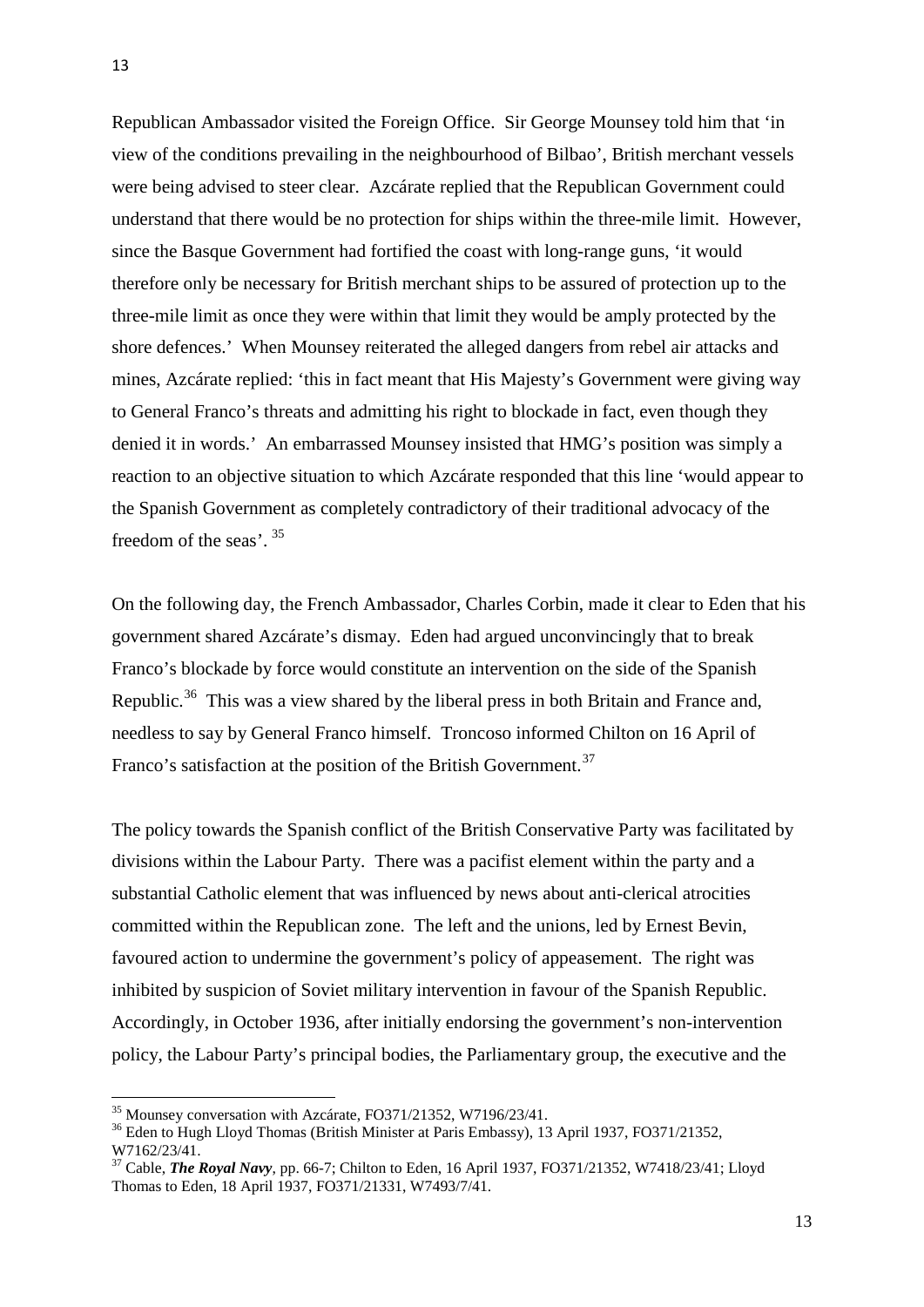Republican Ambassador visited the Foreign Office. Sir George Mounsey told him that 'in view of the conditions prevailing in the neighbourhood of Bilbao', British merchant vessels were being advised to steer clear. Azcárate replied that the Republican Government could understand that there would be no protection for ships within the three-mile limit. However, since the Basque Government had fortified the coast with long-range guns, 'it would therefore only be necessary for British merchant ships to be assured of protection up to the three-mile limit as once they were within that limit they would be amply protected by the shore defences.' When Mounsey reiterated the alleged dangers from rebel air attacks and mines, Azcárate replied: 'this in fact meant that His Majesty's Government were giving way to General Franco's threats and admitting his right to blockade in fact, even though they denied it in words.' An embarrassed Mounsey insisted that HMG's position was simply a reaction to an objective situation to which Azcárate responded that this line 'would appear to the Spanish Government as completely contradictory of their traditional advocacy of the freedom of the seas'. [35]

On the following day, the French Ambassador, Charles Corbin, made it clear to Eden that his government shared Azcárate's dismay. Eden had argued unconvincingly that to break Franco's blockade by force would constitute an intervention on the side of the Spanish Republic.[36] This was a view shared by the liberal press in both Britain and France and, needless to say by General Franco himself. Troncoso informed Chilton on 16 April of Franco's satisfaction at the position of the British Government.[37]

The policy towards the Spanish conflict of the British Conservative Party was facilitated by divisions within the Labour Party. There was a pacifist element within the party and a substantial Catholic element that was influenced by news about anti-clerical atrocities committed within the Republican zone. The left and the unions, led by Ernest Bevin, favoured action to undermine the government's policy of appeasement. The right was inhibited by suspicion of Soviet military intervention in favour of the Spanish Republic. Accordingly, in October 1936, after initially endorsing the government's non-intervention policy, the Labour Party's principal bodies, the Parliamentary group, the executive and the

---

[35] Mounsey conversation with Azcárate, FO371/21352, W7196/23/41.

[36] Eden to Hugh Lloyd Thomas (British Minister at Paris Embassy), 13 April 1937, FO371/21352, W7162/23/41.

[37] Cable, ***The Royal Navy***, pp. 66-7; Chilton to Eden, 16 April 1937, FO371/21352, W7418/23/41; Lloyd Thomas to Eden, 18 April 1937, FO371/21331, W7493/7/41.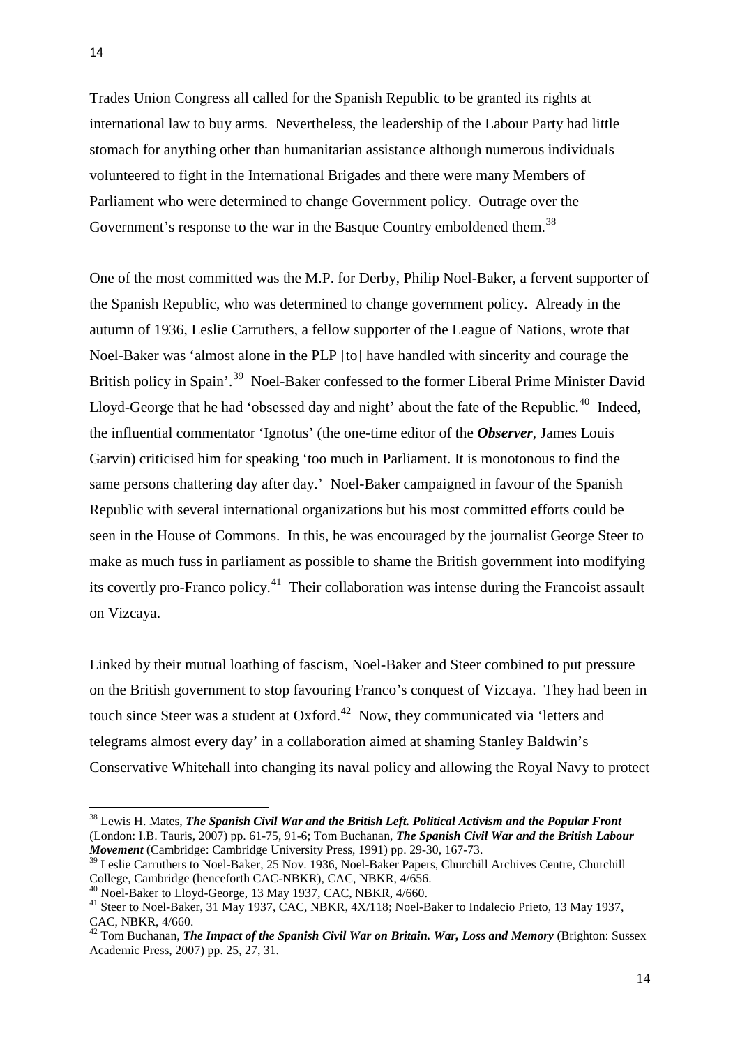Trades Union Congress all called for the Spanish Republic to be granted its rights at international law to buy arms. Nevertheless, the leadership of the Labour Party had little stomach for anything other than humanitarian assistance although numerous individuals volunteered to fight in the International Brigades and there were many Members of Parliament who were determined to change Government policy. Outrage over the Government's response to the war in the Basque Country emboldened them.[38]

One of the most committed was the M.P. for Derby, Philip Noel-Baker, a fervent supporter of the Spanish Republic, who was determined to change government policy. Already in the autumn of 1936, Leslie Carruthers, a fellow supporter of the League of Nations, wrote that Noel-Baker was 'almost alone in the PLP [to] have handled with sincerity and courage the British policy in Spain'.[39] Noel-Baker confessed to the former Liberal Prime Minister David Lloyd-George that he had 'obsessed day and night' about the fate of the Republic.[40] Indeed, the influential commentator 'Ignotus' (the one-time editor of the ***Observer***, James Louis Garvin) criticised him for speaking 'too much in Parliament. It is monotonous to find the same persons chattering day after day.' Noel-Baker campaigned in favour of the Spanish Republic with several international organizations but his most committed efforts could be seen in the House of Commons. In this, he was encouraged by the journalist George Steer to make as much fuss in parliament as possible to shame the British government into modifying its covertly pro-Franco policy.[41] Their collaboration was intense during the Francoist assault on Vizcaya.

Linked by their mutual loathing of fascism, Noel-Baker and Steer combined to put pressure on the British government to stop favouring Franco's conquest of Vizcaya. They had been in touch since Steer was a student at Oxford.[42] Now, they communicated via 'letters and telegrams almost every day' in a collaboration aimed at shaming Stanley Baldwin's Conservative Whitehall into changing its naval policy and allowing the Royal Navy to protect

---

[38] Lewis H. Mates, ***The Spanish Civil War and the British Left. Political Activism and the Popular Front*** (London: I.B. Tauris, 2007) pp. 61-75, 91-6; Tom Buchanan, ***The Spanish Civil War and the British Labour Movement*** (Cambridge: Cambridge University Press, 1991) pp. 29-30, 167-73.

[39] Leslie Carruthers to Noel-Baker, 25 Nov. 1936, Noel-Baker Papers, Churchill Archives Centre, Churchill College, Cambridge (henceforth CAC-NBKR), CAC, NBKR, 4/656.

[40] Noel-Baker to Lloyd-George, 13 May 1937, CAC, NBKR, 4/660.

[41] Steer to Noel-Baker, 31 May 1937, CAC, NBKR, 4X/118; Noel-Baker to Indalecio Prieto, 13 May 1937, CAC, NBKR, 4/660.

[42] Tom Buchanan, ***The Impact of the Spanish Civil War on Britain. War, Loss and Memory*** (Brighton: Sussex Academic Press, 2007) pp. 25, 27, 31.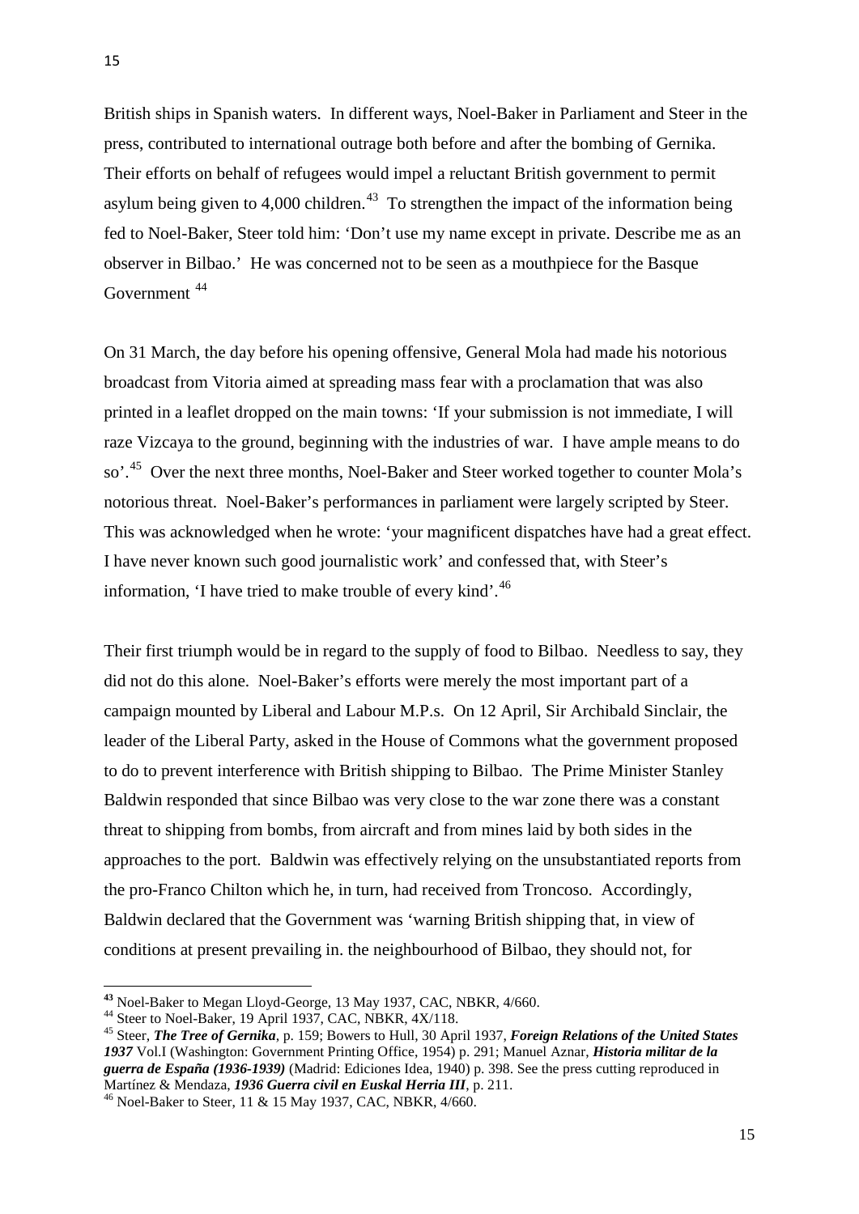British ships in Spanish waters. In different ways, Noel-Baker in Parliament and Steer in the press, contributed to international outrage both before and after the bombing of Gernika. Their efforts on behalf of refugees would impel a reluctant British government to permit asylum being given to 4,000 children.[43] To strengthen the impact of the information being fed to Noel-Baker, Steer told him: 'Don't use my name except in private. Describe me as an observer in Bilbao.' He was concerned not to be seen as a mouthpiece for the Basque Government [44]

On 31 March, the day before his opening offensive, General Mola had made his notorious broadcast from Vitoria aimed at spreading mass fear with a proclamation that was also printed in a leaflet dropped on the main towns: 'If your submission is not immediate, I will raze Vizcaya to the ground, beginning with the industries of war. I have ample means to do so'.[45] Over the next three months, Noel-Baker and Steer worked together to counter Mola's notorious threat. Noel-Baker's performances in parliament were largely scripted by Steer. This was acknowledged when he wrote: 'your magnificent dispatches have had a great effect. I have never known such good journalistic work' and confessed that, with Steer's information, 'I have tried to make trouble of every kind'.[46]

Their first triumph would be in regard to the supply of food to Bilbao. Needless to say, they did not do this alone. Noel-Baker's efforts were merely the most important part of a campaign mounted by Liberal and Labour M.P.s. On 12 April, Sir Archibald Sinclair, the leader of the Liberal Party, asked in the House of Commons what the government proposed to do to prevent interference with British shipping to Bilbao. The Prime Minister Stanley Baldwin responded that since Bilbao was very close to the war zone there was a constant threat to shipping from bombs, from aircraft and from mines laid by both sides in the approaches to the port. Baldwin was effectively relying on the unsubstantiated reports from the pro-Franco Chilton which he, in turn, had received from Troncoso. Accordingly, Baldwin declared that the Government was 'warning British shipping that, in view of conditions at present prevailing in. the neighbourhood of Bilbao, they should not, for

---

[43] Noel-Baker to Megan Lloyd-George, 13 May 1937, CAC, NBKR, 4/660.

[44] Steer to Noel-Baker, 19 April 1937, CAC, NBKR, 4X/118.

[45] Steer, ***The Tree of Gernika***, p. 159; Bowers to Hull, 30 April 1937, ***Foreign Relations of the United States 1937*** Vol.I (Washington: Government Printing Office, 1954) p. 291; Manuel Aznar, ***Historia militar de la guerra de España (1936-1939)*** (Madrid: Ediciones Idea, 1940) p. 398. See the press cutting reproduced in Martínez & Mendaza, ***1936 Guerra civil en Euskal Herria III***, p. 211.

[46] Noel-Baker to Steer, 11 & 15 May 1937, CAC, NBKR, 4/660.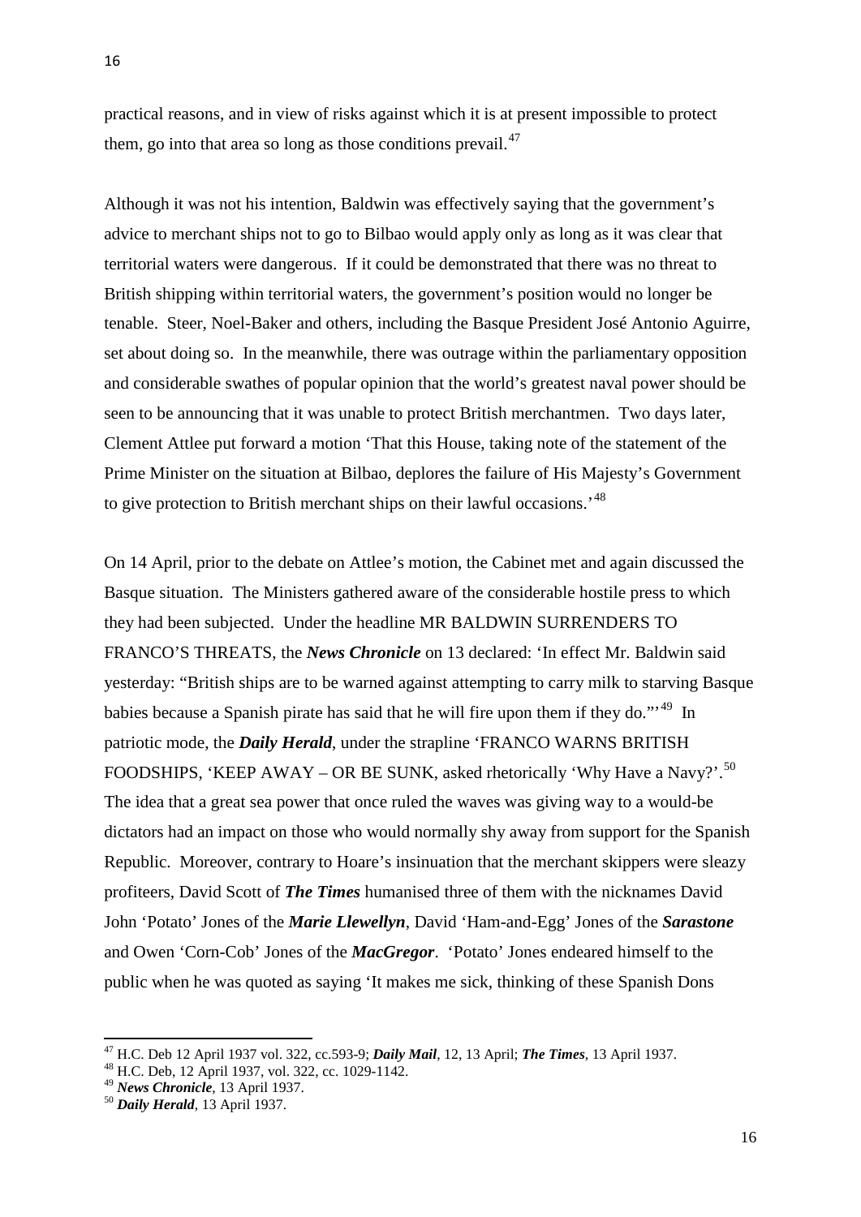practical reasons, and in view of risks against which it is at present impossible to protect them, go into that area so long as those conditions prevail.[47]

Although it was not his intention, Baldwin was effectively saying that the government's advice to merchant ships not to go to Bilbao would apply only as long as it was clear that territorial waters were dangerous. If it could be demonstrated that there was no threat to British shipping within territorial waters, the government's position would no longer be tenable. Steer, Noel-Baker and others, including the Basque President José Antonio Aguirre, set about doing so. In the meanwhile, there was outrage within the parliamentary opposition and considerable swathes of popular opinion that the world's greatest naval power should be seen to be announcing that it was unable to protect British merchantmen. Two days later, Clement Attlee put forward a motion 'That this House, taking note of the statement of the Prime Minister on the situation at Bilbao, deplores the failure of His Majesty's Government to give protection to British merchant ships on their lawful occasions.'[48]

On 14 April, prior to the debate on Attlee's motion, the Cabinet met and again discussed the Basque situation. The Ministers gathered aware of the considerable hostile press to which they had been subjected. Under the headline MR BALDWIN SURRENDERS TO FRANCO'S THREATS, the ***News Chronicle*** on 13 declared: 'In effect Mr. Baldwin said yesterday: "British ships are to be warned against attempting to carry milk to starving Basque babies because a Spanish pirate has said that he will fire upon them if they do."'[49] In patriotic mode, the ***Daily Herald***, under the strapline 'FRANCO WARNS BRITISH FOODSHIPS, 'KEEP AWAY – OR BE SUNK, asked rhetorically 'Why Have a Navy?'.[50] The idea that a great sea power that once ruled the waves was giving way to a would-be dictators had an impact on those who would normally shy away from support for the Spanish Republic. Moreover, contrary to Hoare's insinuation that the merchant skippers were sleazy profiteers, David Scott of ***The Times*** humanised three of them with the nicknames David John 'Potato' Jones of the ***Marie Llewellyn***, David 'Ham-and-Egg' Jones of the ***Sarastone*** and Owen 'Corn-Cob' Jones of the ***MacGregor***. 'Potato' Jones endeared himself to the public when he was quoted as saying 'It makes me sick, thinking of these Spanish Dons

---

[47] H.C. Deb 12 April 1937 vol. 322, cc.593-9; ***Daily Mail***, 12, 13 April; ***The Times***, 13 April 1937.

[48] H.C. Deb, 12 April 1937, vol. 322, cc. 1029-1142.

[49] ***News Chronicle***, 13 April 1937.

[50] ***Daily Herald***, 13 April 1937.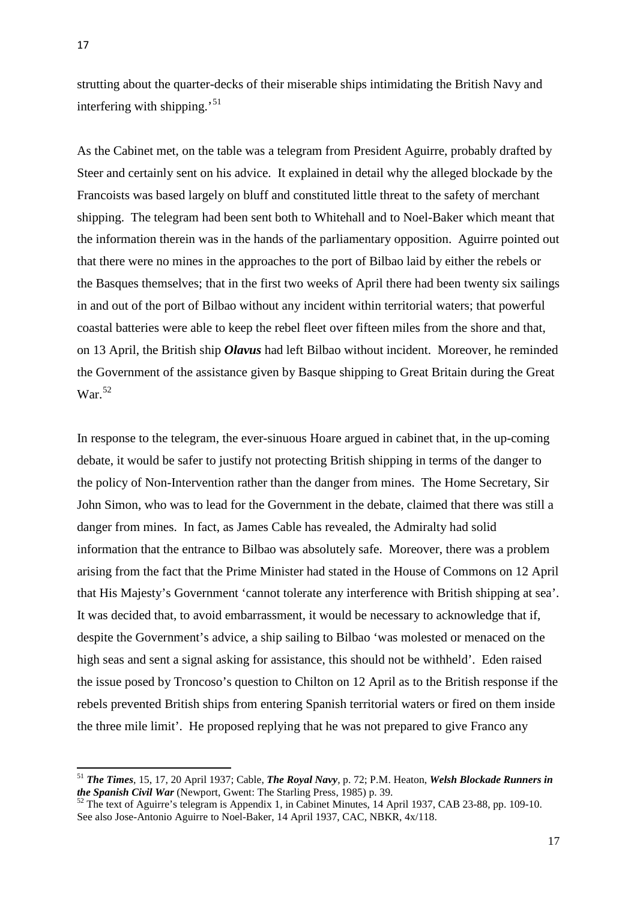strutting about the quarter-decks of their miserable ships intimidating the British Navy and interfering with shipping.'[51]

As the Cabinet met, on the table was a telegram from President Aguirre, probably drafted by Steer and certainly sent on his advice. It explained in detail why the alleged blockade by the Francoists was based largely on bluff and constituted little threat to the safety of merchant shipping. The telegram had been sent both to Whitehall and to Noel-Baker which meant that the information therein was in the hands of the parliamentary opposition. Aguirre pointed out that there were no mines in the approaches to the port of Bilbao laid by either the rebels or the Basques themselves; that in the first two weeks of April there had been twenty six sailings in and out of the port of Bilbao without any incident within territorial waters; that powerful coastal batteries were able to keep the rebel fleet over fifteen miles from the shore and that, on 13 April, the British ship ***Olavus*** had left Bilbao without incident. Moreover, he reminded the Government of the assistance given by Basque shipping to Great Britain during the Great War.[52]

In response to the telegram, the ever-sinuous Hoare argued in cabinet that, in the up-coming debate, it would be safer to justify not protecting British shipping in terms of the danger to the policy of Non-Intervention rather than the danger from mines. The Home Secretary, Sir John Simon, who was to lead for the Government in the debate, claimed that there was still a danger from mines. In fact, as James Cable has revealed, the Admiralty had solid information that the entrance to Bilbao was absolutely safe. Moreover, there was a problem arising from the fact that the Prime Minister had stated in the House of Commons on 12 April that His Majesty's Government 'cannot tolerate any interference with British shipping at sea'. It was decided that, to avoid embarrassment, it would be necessary to acknowledge that if, despite the Government's advice, a ship sailing to Bilbao 'was molested or menaced on the high seas and sent a signal asking for assistance, this should not be withheld'. Eden raised the issue posed by Troncoso's question to Chilton on 12 April as to the British response if the rebels prevented British ships from entering Spanish territorial waters or fired on them inside the three mile limit'. He proposed replying that he was not prepared to give Franco any

---

[51] ***The Times***, 15, 17, 20 April 1937; Cable, ***The Royal Navy***, p. 72; P.M. Heaton, ***Welsh Blockade Runners in the Spanish Civil War*** (Newport, Gwent: The Starling Press, 1985) p. 39.

[52] The text of Aguirre's telegram is Appendix 1, in Cabinet Minutes, 14 April 1937, CAB 23-88, pp. 109-10. See also Jose-Antonio Aguirre to Noel-Baker, 14 April 1937, CAC, NBKR, 4x/118.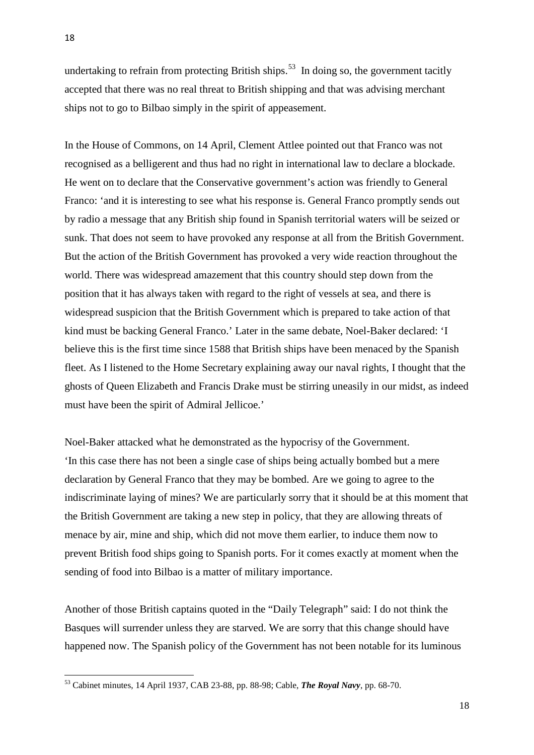undertaking to refrain from protecting British ships.[53] In doing so, the government tacitly accepted that there was no real threat to British shipping and that was advising merchant ships not to go to Bilbao simply in the spirit of appeasement.

In the House of Commons, on 14 April, Clement Attlee pointed out that Franco was not recognised as a belligerent and thus had no right in international law to declare a blockade. He went on to declare that the Conservative government's action was friendly to General Franco: 'and it is interesting to see what his response is. General Franco promptly sends out by radio a message that any British ship found in Spanish territorial waters will be seized or sunk. That does not seem to have provoked any response at all from the British Government. But the action of the British Government has provoked a very wide reaction throughout the world. There was widespread amazement that this country should step down from the position that it has always taken with regard to the right of vessels at sea, and there is widespread suspicion that the British Government which is prepared to take action of that kind must be backing General Franco.' Later in the same debate, Noel-Baker declared: 'I believe this is the first time since 1588 that British ships have been menaced by the Spanish fleet. As I listened to the Home Secretary explaining away our naval rights, I thought that the ghosts of Queen Elizabeth and Francis Drake must be stirring uneasily in our midst, as indeed must have been the spirit of Admiral Jellicoe.'

Noel-Baker attacked what he demonstrated as the hypocrisy of the Government. 'In this case there has not been a single case of ships being actually bombed but a mere declaration by General Franco that they may be bombed. Are we going to agree to the indiscriminate laying of mines? We are particularly sorry that it should be at this moment that the British Government are taking a new step in policy, that they are allowing threats of menace by air, mine and ship, which did not move them earlier, to induce them now to prevent British food ships going to Spanish ports. For it comes exactly at moment when the sending of food into Bilbao is a matter of military importance.

Another of those British captains quoted in the "Daily Telegraph" said: I do not think the Basques will surrender unless they are starved. We are sorry that this change should have happened now. The Spanish policy of the Government has not been notable for its luminous

---

[53] Cabinet minutes, 14 April 1937, CAB 23-88, pp. 88-98; Cable, ***The Royal Navy***, pp. 68-70.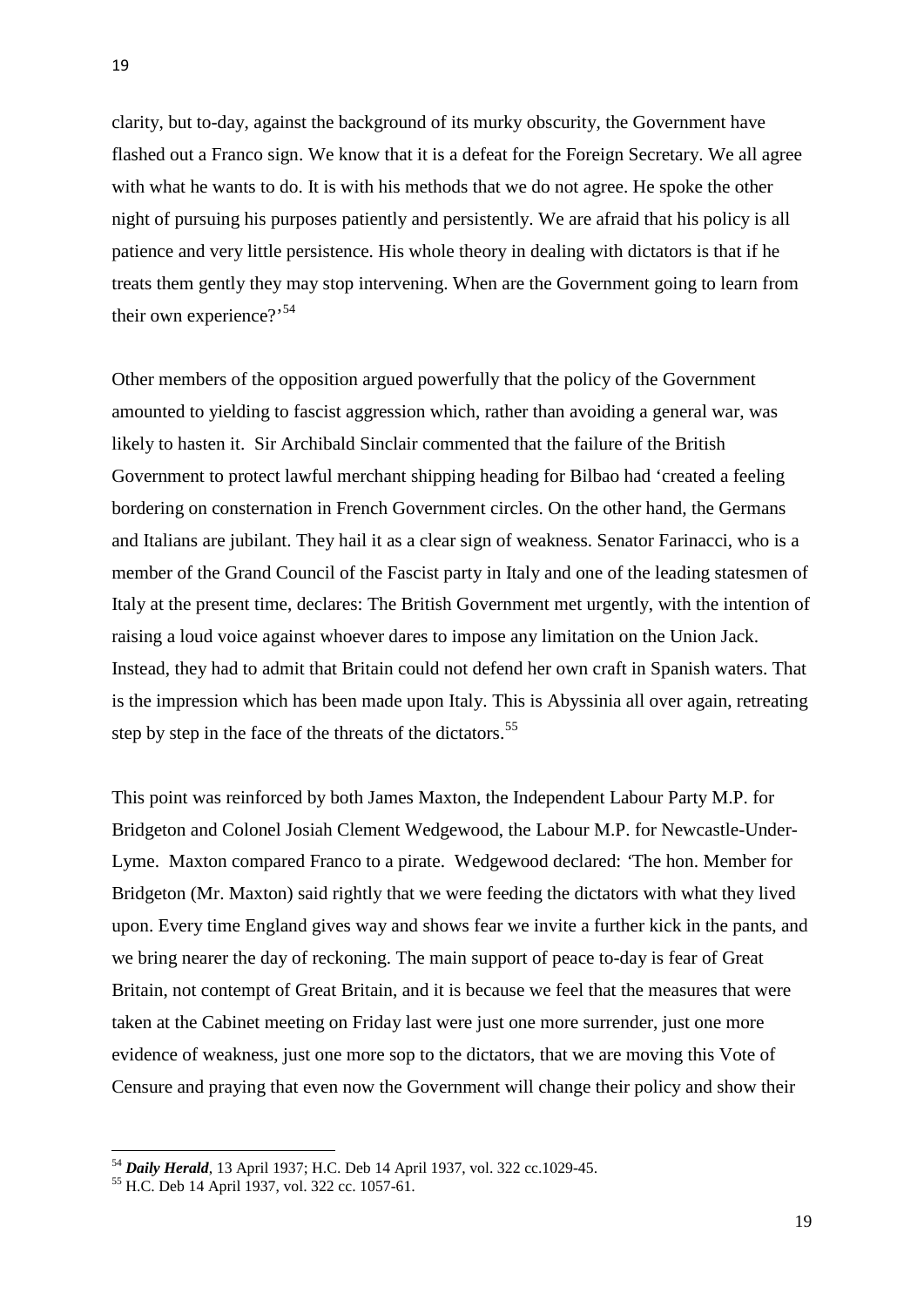clarity, but to-day, against the background of its murky obscurity, the Government have flashed out a Franco sign. We know that it is a defeat for the Foreign Secretary. We all agree with what he wants to do. It is with his methods that we do not agree. He spoke the other night of pursuing his purposes patiently and persistently. We are afraid that his policy is all patience and very little persistence. His whole theory in dealing with dictators is that if he treats them gently they may stop intervening. When are the Government going to learn from their own experience?'[54]

Other members of the opposition argued powerfully that the policy of the Government amounted to yielding to fascist aggression which, rather than avoiding a general war, was likely to hasten it. Sir Archibald Sinclair commented that the failure of the British Government to protect lawful merchant shipping heading for Bilbao had 'created a feeling bordering on consternation in French Government circles. On the other hand, the Germans and Italians are jubilant. They hail it as a clear sign of weakness. Senator Farinacci, who is a member of the Grand Council of the Fascist party in Italy and one of the leading statesmen of Italy at the present time, declares: The British Government met urgently, with the intention of raising a loud voice against whoever dares to impose any limitation on the Union Jack. Instead, they had to admit that Britain could not defend her own craft in Spanish waters. That is the impression which has been made upon Italy. This is Abyssinia all over again, retreating step by step in the face of the threats of the dictators.[55]

This point was reinforced by both James Maxton, the Independent Labour Party M.P. for Bridgeton and Colonel Josiah Clement Wedgewood, the Labour M.P. for Newcastle-Under-Lyme. Maxton compared Franco to a pirate. Wedgewood declared: 'The hon. Member for Bridgeton (Mr. Maxton) said rightly that we were feeding the dictators with what they lived upon. Every time England gives way and shows fear we invite a further kick in the pants, and we bring nearer the day of reckoning. The main support of peace to-day is fear of Great Britain, not contempt of Great Britain, and it is because we feel that the measures that were taken at the Cabinet meeting on Friday last were just one more surrender, just one more evidence of weakness, just one more sop to the dictators, that we are moving this Vote of Censure and praying that even now the Government will change their policy and show their

---

[54] ***Daily Herald***, 13 April 1937; H.C. Deb 14 April 1937, vol. 322 cc.1029-45.

[55] H.C. Deb 14 April 1937, vol. 322 cc. 1057-61.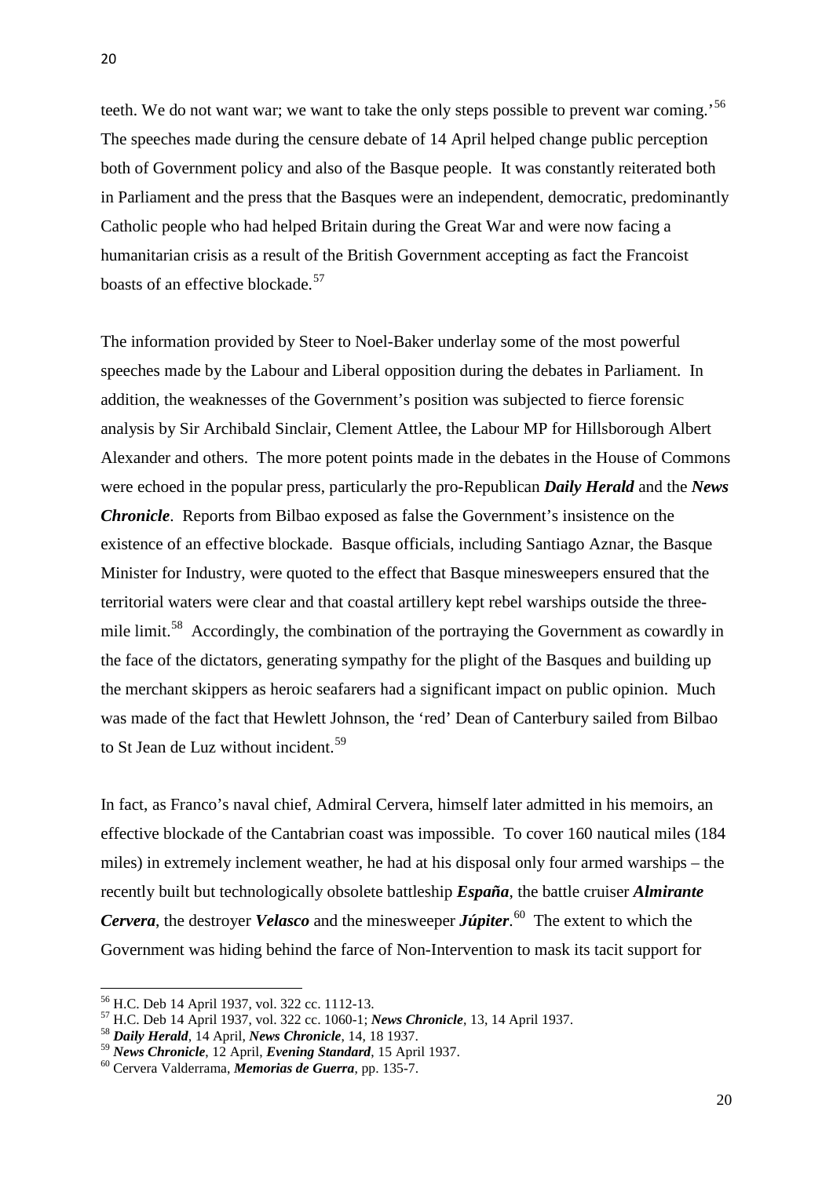teeth. We do not want war; we want to take the only steps possible to prevent war coming.'[56] The speeches made during the censure debate of 14 April helped change public perception both of Government policy and also of the Basque people. It was constantly reiterated both in Parliament and the press that the Basques were an independent, democratic, predominantly Catholic people who had helped Britain during the Great War and were now facing a humanitarian crisis as a result of the British Government accepting as fact the Francoist boasts of an effective blockade.[57]

The information provided by Steer to Noel-Baker underlay some of the most powerful speeches made by the Labour and Liberal opposition during the debates in Parliament. In addition, the weaknesses of the Government's position was subjected to fierce forensic analysis by Sir Archibald Sinclair, Clement Attlee, the Labour MP for Hillsborough Albert Alexander and others. The more potent points made in the debates in the House of Commons were echoed in the popular press, particularly the pro-Republican ***Daily Herald*** and the ***News Chronicle***. Reports from Bilbao exposed as false the Government's insistence on the existence of an effective blockade. Basque officials, including Santiago Aznar, the Basque Minister for Industry, were quoted to the effect that Basque minesweepers ensured that the territorial waters were clear and that coastal artillery kept rebel warships outside the three-mile limit.[58] Accordingly, the combination of the portraying the Government as cowardly in the face of the dictators, generating sympathy for the plight of the Basques and building up the merchant skippers as heroic seafarers had a significant impact on public opinion. Much was made of the fact that Hewlett Johnson, the 'red' Dean of Canterbury sailed from Bilbao to St Jean de Luz without incident.[59]

In fact, as Franco's naval chief, Admiral Cervera, himself later admitted in his memoirs, an effective blockade of the Cantabrian coast was impossible. To cover 160 nautical miles (184 miles) in extremely inclement weather, he had at his disposal only four armed warships – the recently built but technologically obsolete battleship ***España***, the battle cruiser ***Almirante Cervera***, the destroyer ***Velasco*** and the minesweeper ***Júpiter***.[60] The extent to which the Government was hiding behind the farce of Non-Intervention to mask its tacit support for

---

[56] H.C. Deb 14 April 1937, vol. 322 cc. 1112-13.

[57] H.C. Deb 14 April 1937, vol. 322 cc. 1060-1; ***News Chronicle***, 13, 14 April 1937.

[58] ***Daily Herald***, 14 April, ***News Chronicle***, 14, 18 1937.

[59] ***News Chronicle***, 12 April, ***Evening Standard***, 15 April 1937.

[60] Cervera Valderrama, ***Memorias de Guerra***, pp. 135-7.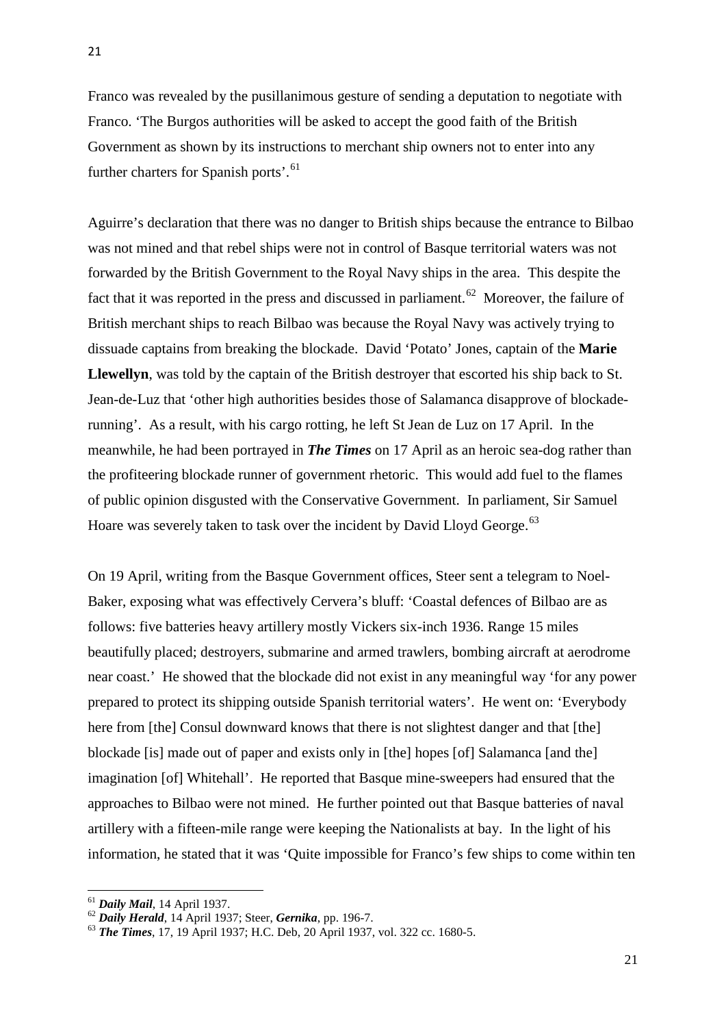Franco was revealed by the pusillanimous gesture of sending a deputation to negotiate with Franco. 'The Burgos authorities will be asked to accept the good faith of the British Government as shown by its instructions to merchant ship owners not to enter into any further charters for Spanish ports'.[61]

Aguirre's declaration that there was no danger to British ships because the entrance to Bilbao was not mined and that rebel ships were not in control of Basque territorial waters was not forwarded by the British Government to the Royal Navy ships in the area. This despite the fact that it was reported in the press and discussed in parliament.[62] Moreover, the failure of British merchant ships to reach Bilbao was because the Royal Navy was actively trying to dissuade captains from breaking the blockade. David 'Potato' Jones, captain of the **Marie Llewellyn**, was told by the captain of the British destroyer that escorted his ship back to St. Jean-de-Luz that 'other high authorities besides those of Salamanca disapprove of blockade-running'. As a result, with his cargo rotting, he left St Jean de Luz on 17 April. In the meanwhile, he had been portrayed in ***The Times*** on 17 April as an heroic sea-dog rather than the profiteering blockade runner of government rhetoric. This would add fuel to the flames of public opinion disgusted with the Conservative Government. In parliament, Sir Samuel Hoare was severely taken to task over the incident by David Lloyd George.[63]

On 19 April, writing from the Basque Government offices, Steer sent a telegram to Noel-Baker, exposing what was effectively Cervera's bluff: 'Coastal defences of Bilbao are as follows: five batteries heavy artillery mostly Vickers six-inch 1936. Range 15 miles beautifully placed; destroyers, submarine and armed trawlers, bombing aircraft at aerodrome near coast.' He showed that the blockade did not exist in any meaningful way 'for any power prepared to protect its shipping outside Spanish territorial waters'. He went on: 'Everybody here from [the] Consul downward knows that there is not slightest danger and that [the] blockade [is] made out of paper and exists only in [the] hopes [of] Salamanca [and the] imagination [of] Whitehall'. He reported that Basque mine-sweepers had ensured that the approaches to Bilbao were not mined. He further pointed out that Basque batteries of naval artillery with a fifteen-mile range were keeping the Nationalists at bay. In the light of his information, he stated that it was 'Quite impossible for Franco's few ships to come within ten

---

[61] ***Daily Mail***, 14 April 1937.

[62] ***Daily Herald***, 14 April 1937; Steer, ***Gernika***, pp. 196-7.

[63] ***The Times***, 17, 19 April 1937; H.C. Deb, 20 April 1937, vol. 322 cc. 1680-5.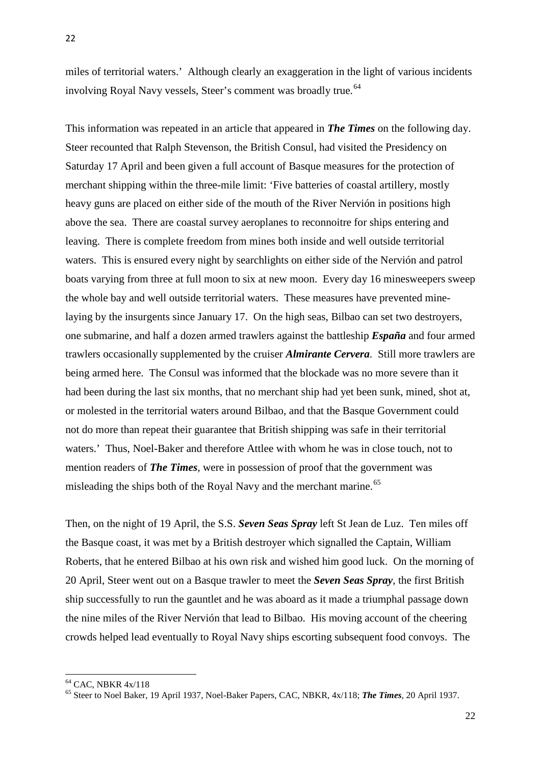miles of territorial waters.' Although clearly an exaggeration in the light of various incidents involving Royal Navy vessels, Steer's comment was broadly true.[64]

This information was repeated in an article that appeared in ***The Times*** on the following day. Steer recounted that Ralph Stevenson, the British Consul, had visited the Presidency on Saturday 17 April and been given a full account of Basque measures for the protection of merchant shipping within the three-mile limit: 'Five batteries of coastal artillery, mostly heavy guns are placed on either side of the mouth of the River Nervión in positions high above the sea. There are coastal survey aeroplanes to reconnoitre for ships entering and leaving. There is complete freedom from mines both inside and well outside territorial waters. This is ensured every night by searchlights on either side of the Nervión and patrol boats varying from three at full moon to six at new moon. Every day 16 minesweepers sweep the whole bay and well outside territorial waters. These measures have prevented mine-laying by the insurgents since January 17. On the high seas, Bilbao can set two destroyers, one submarine, and half a dozen armed trawlers against the battleship ***España*** and four armed trawlers occasionally supplemented by the cruiser ***Almirante Cervera***. Still more trawlers are being armed here. The Consul was informed that the blockade was no more severe than it had been during the last six months, that no merchant ship had yet been sunk, mined, shot at, or molested in the territorial waters around Bilbao, and that the Basque Government could not do more than repeat their guarantee that British shipping was safe in their territorial waters.' Thus, Noel-Baker and therefore Attlee with whom he was in close touch, not to mention readers of ***The Times***, were in possession of proof that the government was misleading the ships both of the Royal Navy and the merchant marine.[65]

Then, on the night of 19 April, the S.S. ***Seven Seas Spray*** left St Jean de Luz. Ten miles off the Basque coast, it was met by a British destroyer which signalled the Captain, William Roberts, that he entered Bilbao at his own risk and wished him good luck. On the morning of 20 April, Steer went out on a Basque trawler to meet the ***Seven Seas Spray***, the first British ship successfully to run the gauntlet and he was aboard as it made a triumphal passage down the nine miles of the River Nervión that lead to Bilbao. His moving account of the cheering crowds helped lead eventually to Royal Navy ships escorting subsequent food convoys. The

---

[64] CAC, NBKR 4x/118

[65] Steer to Noel Baker, 19 April 1937, Noel-Baker Papers, CAC, NBKR, 4x/118; ***The Times***, 20 April 1937.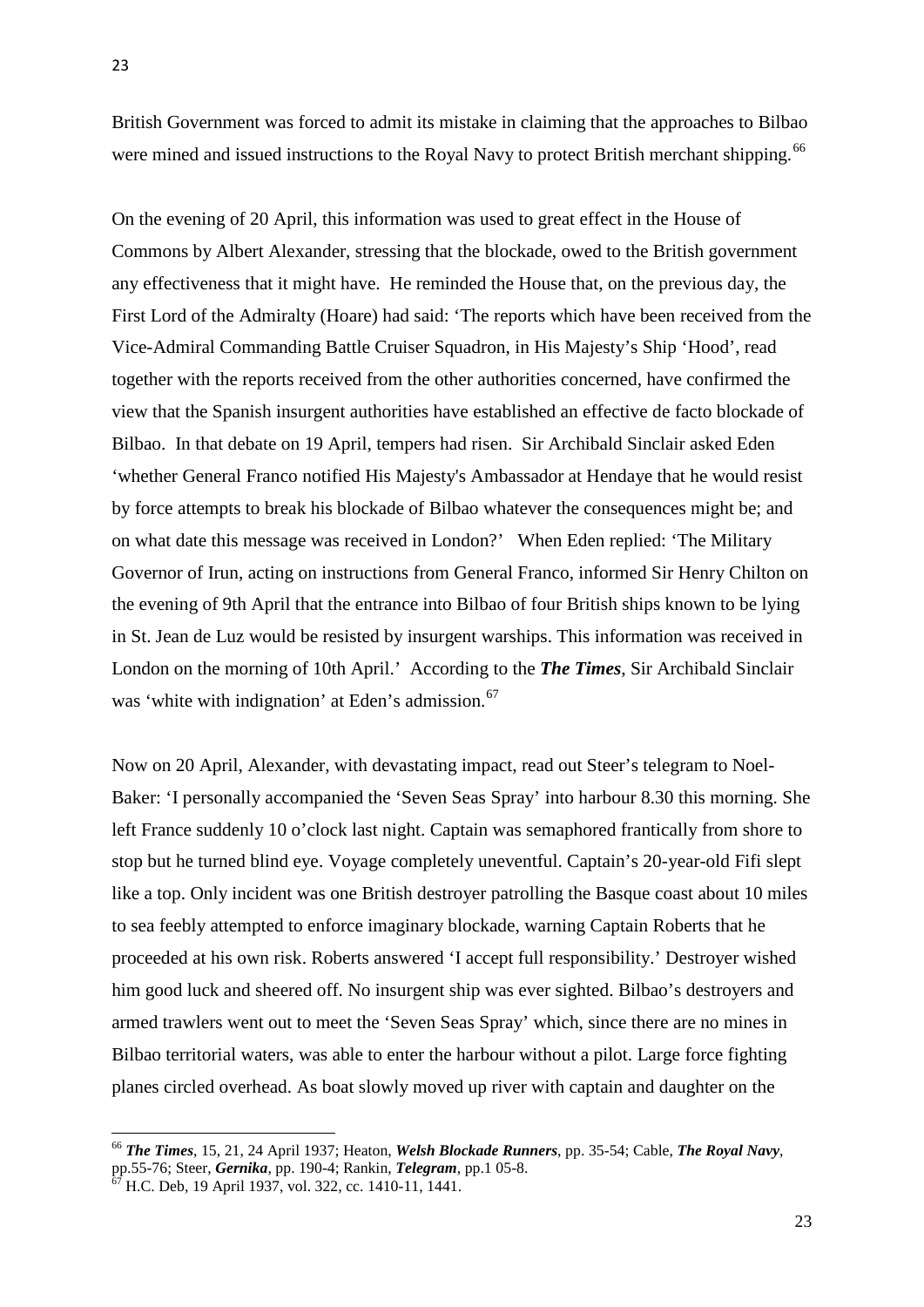British Government was forced to admit its mistake in claiming that the approaches to Bilbao were mined and issued instructions to the Royal Navy to protect British merchant shipping.[66]

On the evening of 20 April, this information was used to great effect in the House of Commons by Albert Alexander, stressing that the blockade, owed to the British government any effectiveness that it might have. He reminded the House that, on the previous day, the First Lord of the Admiralty (Hoare) had said: 'The reports which have been received from the Vice-Admiral Commanding Battle Cruiser Squadron, in His Majesty's Ship 'Hood', read together with the reports received from the other authorities concerned, have confirmed the view that the Spanish insurgent authorities have established an effective de facto blockade of Bilbao. In that debate on 19 April, tempers had risen. Sir Archibald Sinclair asked Eden 'whether General Franco notified His Majesty's Ambassador at Hendaye that he would resist by force attempts to break his blockade of Bilbao whatever the consequences might be; and on what date this message was received in London?' When Eden replied: 'The Military Governor of Irun, acting on instructions from General Franco, informed Sir Henry Chilton on the evening of 9th April that the entrance into Bilbao of four British ships known to be lying in St. Jean de Luz would be resisted by insurgent warships. This information was received in London on the morning of 10th April.' According to the ***The Times***, Sir Archibald Sinclair was 'white with indignation' at Eden's admission.[67]

Now on 20 April, Alexander, with devastating impact, read out Steer's telegram to Noel-Baker: 'I personally accompanied the 'Seven Seas Spray' into harbour 8.30 this morning. She left France suddenly 10 o'clock last night. Captain was semaphored frantically from shore to stop but he turned blind eye. Voyage completely uneventful. Captain's 20-year-old Fifi slept like a top. Only incident was one British destroyer patrolling the Basque coast about 10 miles to sea feebly attempted to enforce imaginary blockade, warning Captain Roberts that he proceeded at his own risk. Roberts answered 'I accept full responsibility.' Destroyer wished him good luck and sheered off. No insurgent ship was ever sighted. Bilbao's destroyers and armed trawlers went out to meet the 'Seven Seas Spray' which, since there are no mines in Bilbao territorial waters, was able to enter the harbour without a pilot. Large force fighting planes circled overhead. As boat slowly moved up river with captain and daughter on the

---

[66] ***The Times***, 15, 21, 24 April 1937; Heaton, ***Welsh Blockade Runners***, pp. 35-54; Cable, ***The Royal Navy***, pp.55-76; Steer, ***Gernika***, pp. 190-4; Rankin, ***Telegram***, pp.1 05-8.

[67] H.C. Deb, 19 April 1937, vol. 322, cc. 1410-11, 1441.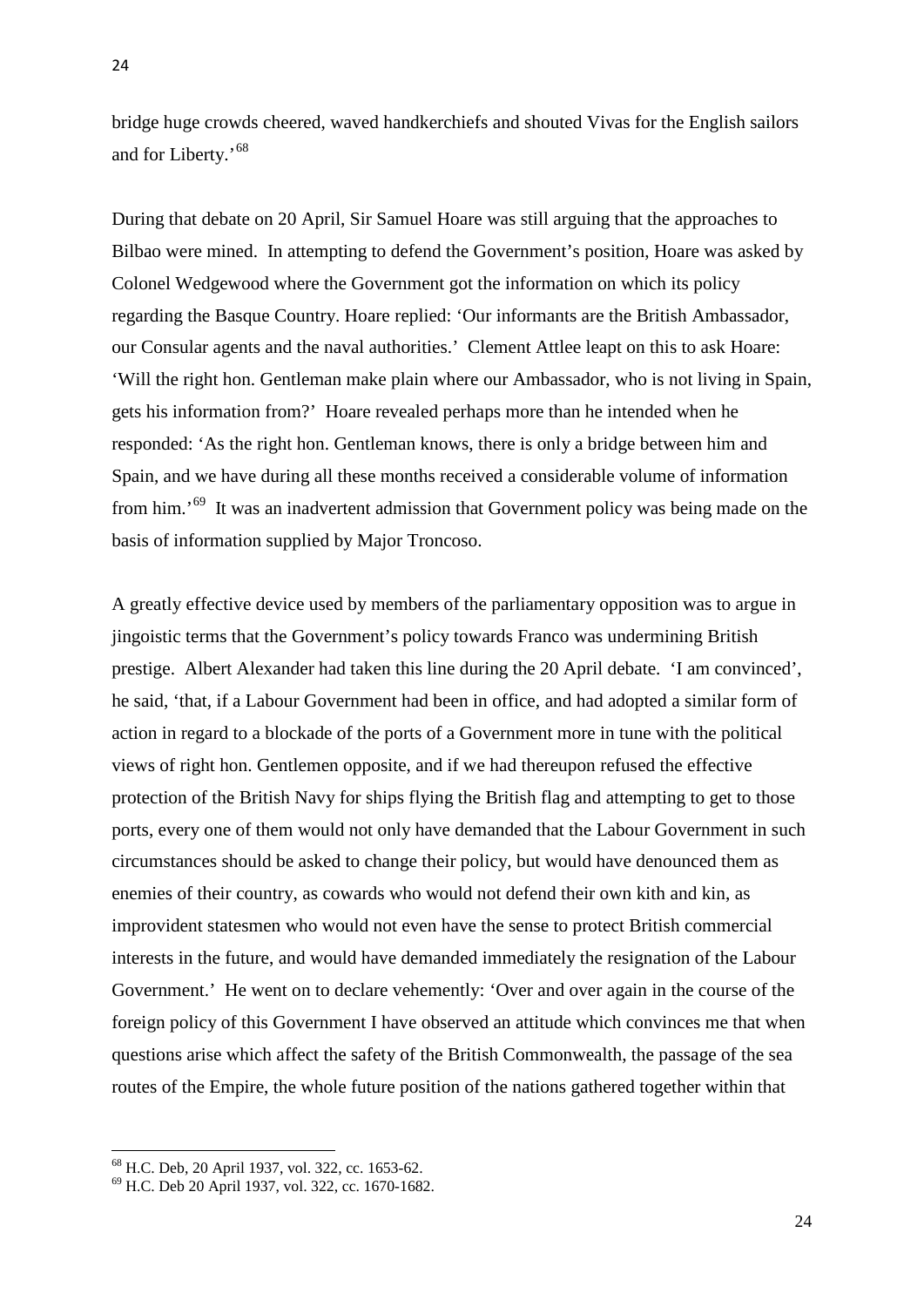bridge huge crowds cheered, waved handkerchiefs and shouted Vivas for the English sailors and for Liberty.'[68]

During that debate on 20 April, Sir Samuel Hoare was still arguing that the approaches to Bilbao were mined. In attempting to defend the Government's position, Hoare was asked by Colonel Wedgewood where the Government got the information on which its policy regarding the Basque Country. Hoare replied: 'Our informants are the British Ambassador, our Consular agents and the naval authorities.' Clement Attlee leapt on this to ask Hoare: 'Will the right hon. Gentleman make plain where our Ambassador, who is not living in Spain, gets his information from?' Hoare revealed perhaps more than he intended when he responded: 'As the right hon. Gentleman knows, there is only a bridge between him and Spain, and we have during all these months received a considerable volume of information from him.'[69] It was an inadvertent admission that Government policy was being made on the basis of information supplied by Major Troncoso.

A greatly effective device used by members of the parliamentary opposition was to argue in jingoistic terms that the Government's policy towards Franco was undermining British prestige. Albert Alexander had taken this line during the 20 April debate. 'I am convinced', he said, 'that, if a Labour Government had been in office, and had adopted a similar form of action in regard to a blockade of the ports of a Government more in tune with the political views of right hon. Gentlemen opposite, and if we had thereupon refused the effective protection of the British Navy for ships flying the British flag and attempting to get to those ports, every one of them would not only have demanded that the Labour Government in such circumstances should be asked to change their policy, but would have denounced them as enemies of their country, as cowards who would not defend their own kith and kin, as improvident statesmen who would not even have the sense to protect British commercial interests in the future, and would have demanded immediately the resignation of the Labour Government.' He went on to declare vehemently: 'Over and over again in the course of the foreign policy of this Government I have observed an attitude which convinces me that when questions arise which affect the safety of the British Commonwealth, the passage of the sea routes of the Empire, the whole future position of the nations gathered together within that

[68] H.C. Deb, 20 April 1937, vol. 322, cc. 1653-62.

[69] H.C. Deb 20 April 1937, vol. 322, cc. 1670-1682.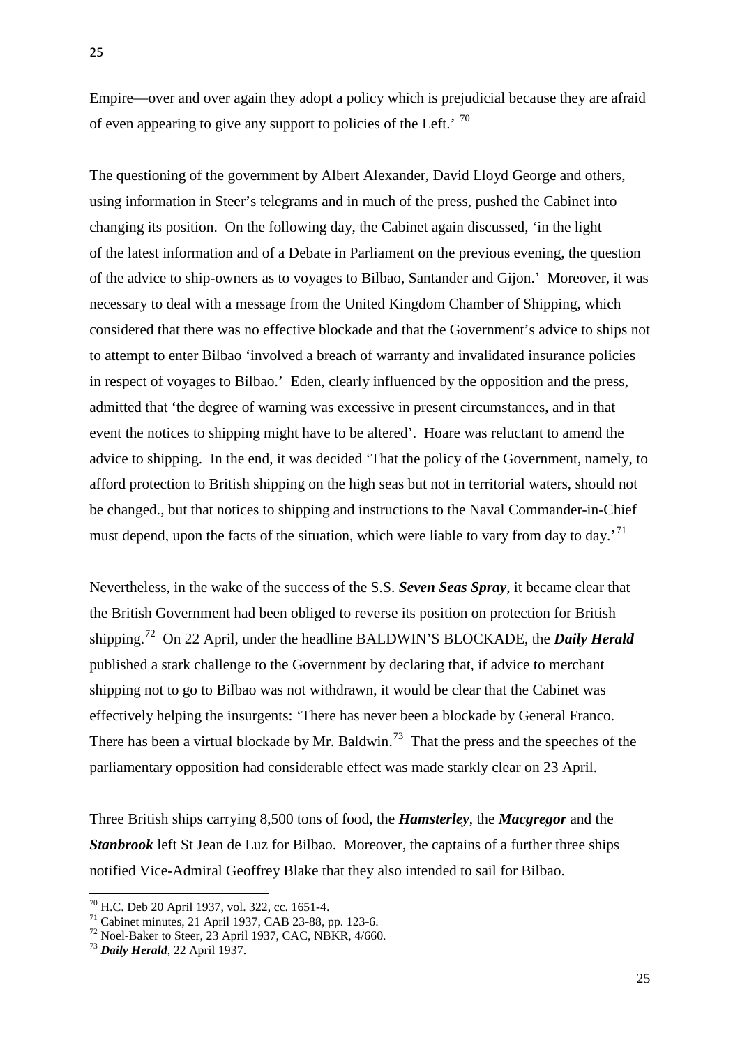Empire—over and over again they adopt a policy which is prejudicial because they are afraid of even appearing to give any support to policies of the Left.' [70]

The questioning of the government by Albert Alexander, David Lloyd George and others, using information in Steer's telegrams and in much of the press, pushed the Cabinet into changing its position. On the following day, the Cabinet again discussed, 'in the light of the latest information and of a Debate in Parliament on the previous evening, the question of the advice to ship-owners as to voyages to Bilbao, Santander and Gijon.' Moreover, it was necessary to deal with a message from the United Kingdom Chamber of Shipping, which considered that there was no effective blockade and that the Government's advice to ships not to attempt to enter Bilbao 'involved a breach of warranty and invalidated insurance policies in respect of voyages to Bilbao.' Eden, clearly influenced by the opposition and the press, admitted that 'the degree of warning was excessive in present circumstances, and in that event the notices to shipping might have to be altered'. Hoare was reluctant to amend the advice to shipping. In the end, it was decided 'That the policy of the Government, namely, to afford protection to British shipping on the high seas but not in territorial waters, should not be changed., but that notices to shipping and instructions to the Naval Commander-in-Chief must depend, upon the facts of the situation, which were liable to vary from day to day.'[71]

Nevertheless, in the wake of the success of the S.S. ***Seven Seas Spray***, it became clear that the British Government had been obliged to reverse its position on protection for British shipping.[72] On 22 April, under the headline BALDWIN'S BLOCKADE, the ***Daily Herald*** published a stark challenge to the Government by declaring that, if advice to merchant shipping not to go to Bilbao was not withdrawn, it would be clear that the Cabinet was effectively helping the insurgents: 'There has never been a blockade by General Franco. There has been a virtual blockade by Mr. Baldwin.[73] That the press and the speeches of the parliamentary opposition had considerable effect was made starkly clear on 23 April.

Three British ships carrying 8,500 tons of food, the ***Hamsterley***, the ***Macgregor*** and the ***Stanbrook*** left St Jean de Luz for Bilbao. Moreover, the captains of a further three ships notified Vice-Admiral Geoffrey Blake that they also intended to sail for Bilbao.

---

[70] H.C. Deb 20 April 1937, vol. 322, cc. 1651-4.

[71] Cabinet minutes, 21 April 1937, CAB 23-88, pp. 123-6.

[72] Noel-Baker to Steer, 23 April 1937, CAC, NBKR, 4/660.

[73] ***Daily Herald***, 22 April 1937.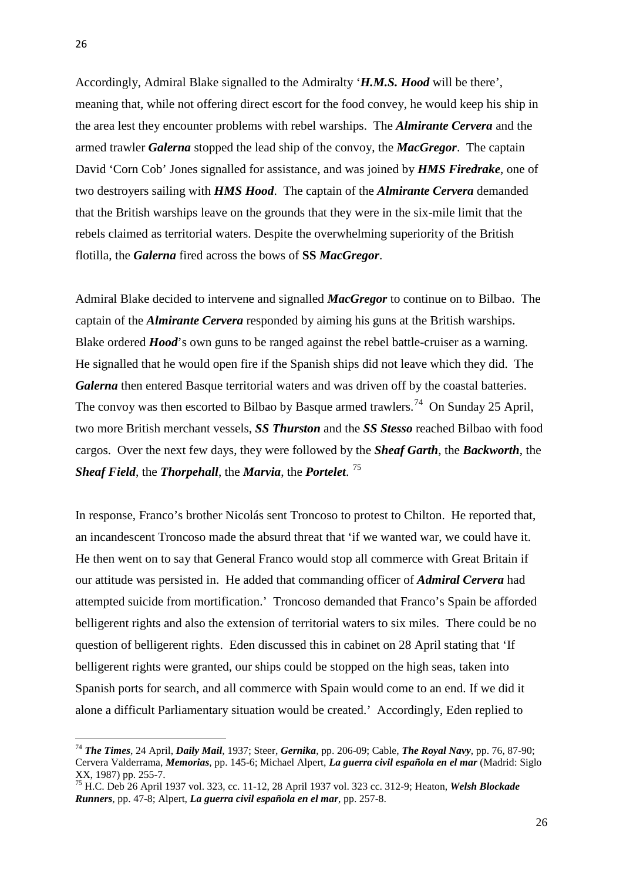Accordingly, Admiral Blake signalled to the Admiralty '***H.M.S. Hood*** will be there', meaning that, while not offering direct escort for the food convey, he would keep his ship in the area lest they encounter problems with rebel warships. The ***Almirante Cervera*** and the armed trawler ***Galerna*** stopped the lead ship of the convoy, the ***MacGregor***. The captain David 'Corn Cob' Jones signalled for assistance, and was joined by ***HMS Firedrake***, one of two destroyers sailing with ***HMS Hood***. The captain of the ***Almirante Cervera*** demanded that the British warships leave on the grounds that they were in the six-mile limit that the rebels claimed as territorial waters. Despite the overwhelming superiority of the British flotilla, the ***Galerna*** fired across the bows of **SS *MacGregor***.

Admiral Blake decided to intervene and signalled ***MacGregor*** to continue on to Bilbao. The captain of the ***Almirante Cervera*** responded by aiming his guns at the British warships. Blake ordered ***Hood***'s own guns to be ranged against the rebel battle-cruiser as a warning. He signalled that he would open fire if the Spanish ships did not leave which they did. The ***Galerna*** then entered Basque territorial waters and was driven off by the coastal batteries. The convoy was then escorted to Bilbao by Basque armed trawlers.[74] On Sunday 25 April, two more British merchant vessels, ***SS Thurston*** and the ***SS Stesso*** reached Bilbao with food cargos. Over the next few days, they were followed by the ***Sheaf Garth***, the ***Backworth***, the ***Sheaf Field***, the ***Thorpehall***, the ***Marvia***, the ***Portelet***. [75]

In response, Franco's brother Nicolás sent Troncoso to protest to Chilton. He reported that, an incandescent Troncoso made the absurd threat that 'if we wanted war, we could have it. He then went on to say that General Franco would stop all commerce with Great Britain if our attitude was persisted in. He added that commanding officer of ***Admiral Cervera*** had attempted suicide from mortification.' Troncoso demanded that Franco's Spain be afforded belligerent rights and also the extension of territorial waters to six miles. There could be no question of belligerent rights. Eden discussed this in cabinet on 28 April stating that 'If belligerent rights were granted, our ships could be stopped on the high seas, taken into Spanish ports for search, and all commerce with Spain would come to an end. If we did it alone a difficult Parliamentary situation would be created.' Accordingly, Eden replied to

---

[74] ***The Times***, 24 April, ***Daily Mail***, 1937; Steer, ***Gernika***, pp. 206-09; Cable, ***The Royal Navy***, pp. 76, 87-90; Cervera Valderrama, ***Memorias***, pp. 145-6; Michael Alpert, ***La guerra civil española en el mar*** (Madrid: Siglo XX, 1987) pp. 255-7.

[75] H.C. Deb 26 April 1937 vol. 323, cc. 11-12, 28 April 1937 vol. 323 cc. 312-9; Heaton, ***Welsh Blockade Runners***, pp. 47-8; Alpert, ***La guerra civil española en el mar***, pp. 257-8.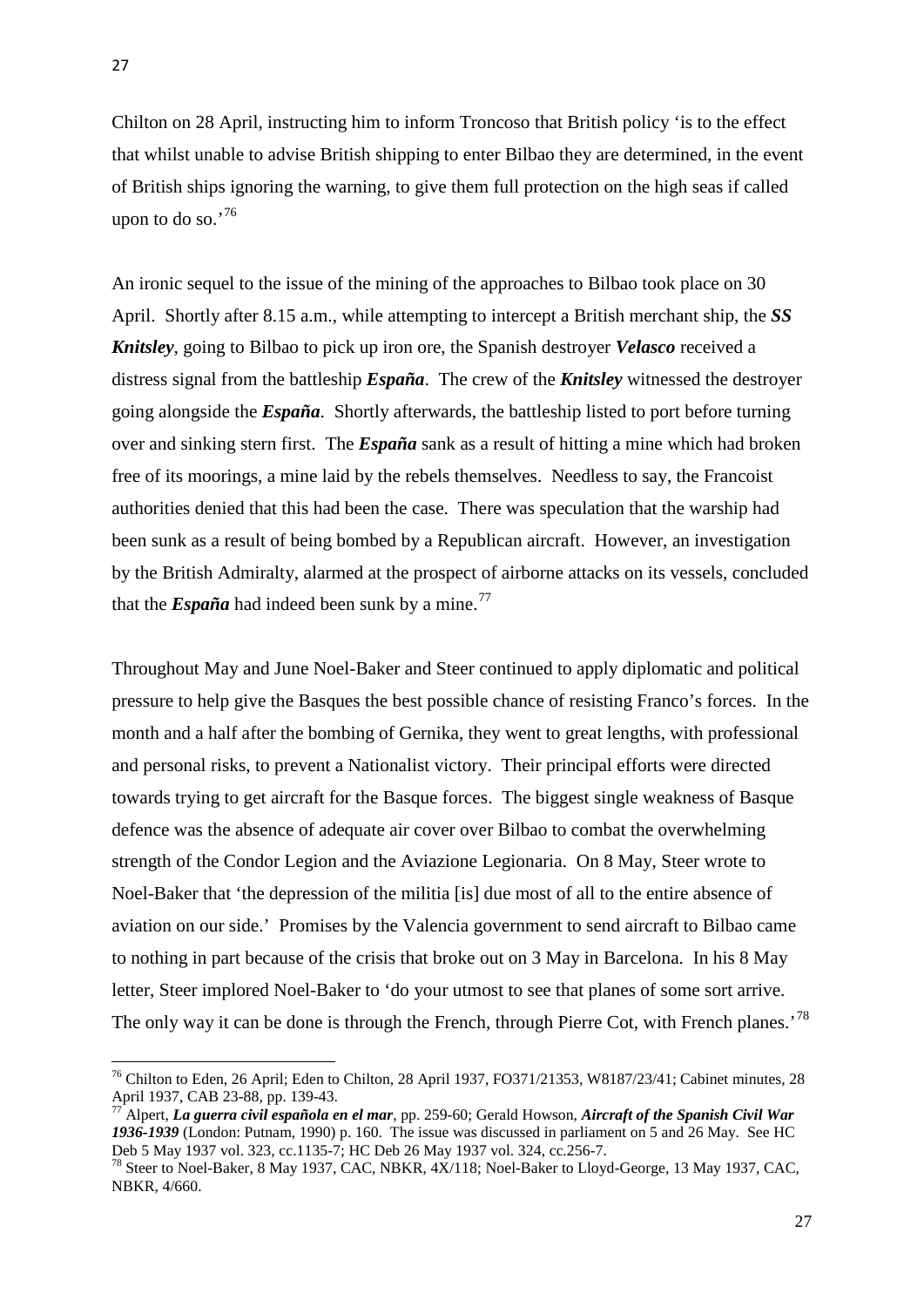Chilton on 28 April, instructing him to inform Troncoso that British policy 'is to the effect that whilst unable to advise British shipping to enter Bilbao they are determined, in the event of British ships ignoring the warning, to give them full protection on the high seas if called upon to do so.'[76]

An ironic sequel to the issue of the mining of the approaches to Bilbao took place on 30 April. Shortly after 8.15 a.m., while attempting to intercept a British merchant ship, the ***SS Knitsley***, going to Bilbao to pick up iron ore, the Spanish destroyer ***Velasco*** received a distress signal from the battleship ***España***. The crew of the ***Knitsley*** witnessed the destroyer going alongside the ***España***. Shortly afterwards, the battleship listed to port before turning over and sinking stern first. The ***España*** sank as a result of hitting a mine which had broken free of its moorings, a mine laid by the rebels themselves. Needless to say, the Francoist authorities denied that this had been the case. There was speculation that the warship had been sunk as a result of being bombed by a Republican aircraft. However, an investigation by the British Admiralty, alarmed at the prospect of airborne attacks on its vessels, concluded that the ***España*** had indeed been sunk by a mine.[77]

Throughout May and June Noel-Baker and Steer continued to apply diplomatic and political pressure to help give the Basques the best possible chance of resisting Franco's forces. In the month and a half after the bombing of Gernika, they went to great lengths, with professional and personal risks, to prevent a Nationalist victory. Their principal efforts were directed towards trying to get aircraft for the Basque forces. The biggest single weakness of Basque defence was the absence of adequate air cover over Bilbao to combat the overwhelming strength of the Condor Legion and the Aviazione Legionaria. On 8 May, Steer wrote to Noel-Baker that 'the depression of the militia [is] due most of all to the entire absence of aviation on our side.' Promises by the Valencia government to send aircraft to Bilbao came to nothing in part because of the crisis that broke out on 3 May in Barcelona. In his 8 May letter, Steer implored Noel-Baker to 'do your utmost to see that planes of some sort arrive. The only way it can be done is through the French, through Pierre Cot, with French planes.'[78]

---

[76] Chilton to Eden, 26 April; Eden to Chilton, 28 April 1937, FO371/21353, W8187/23/41; Cabinet minutes, 28 April 1937, CAB 23-88, pp. 139-43.

[77] Alpert, ***La guerra civil española en el mar***, pp. 259-60; Gerald Howson, ***Aircraft of the Spanish Civil War 1936-1939*** (London: Putnam, 1990) p. 160. The issue was discussed in parliament on 5 and 26 May. See HC Deb 5 May 1937 vol. 323, cc.1135-7; HC Deb 26 May 1937 vol. 324, cc.256-7.

[78] Steer to Noel-Baker, 8 May 1937, CAC, NBKR, 4X/118; Noel-Baker to Lloyd-George, 13 May 1937, CAC, NBKR, 4/660.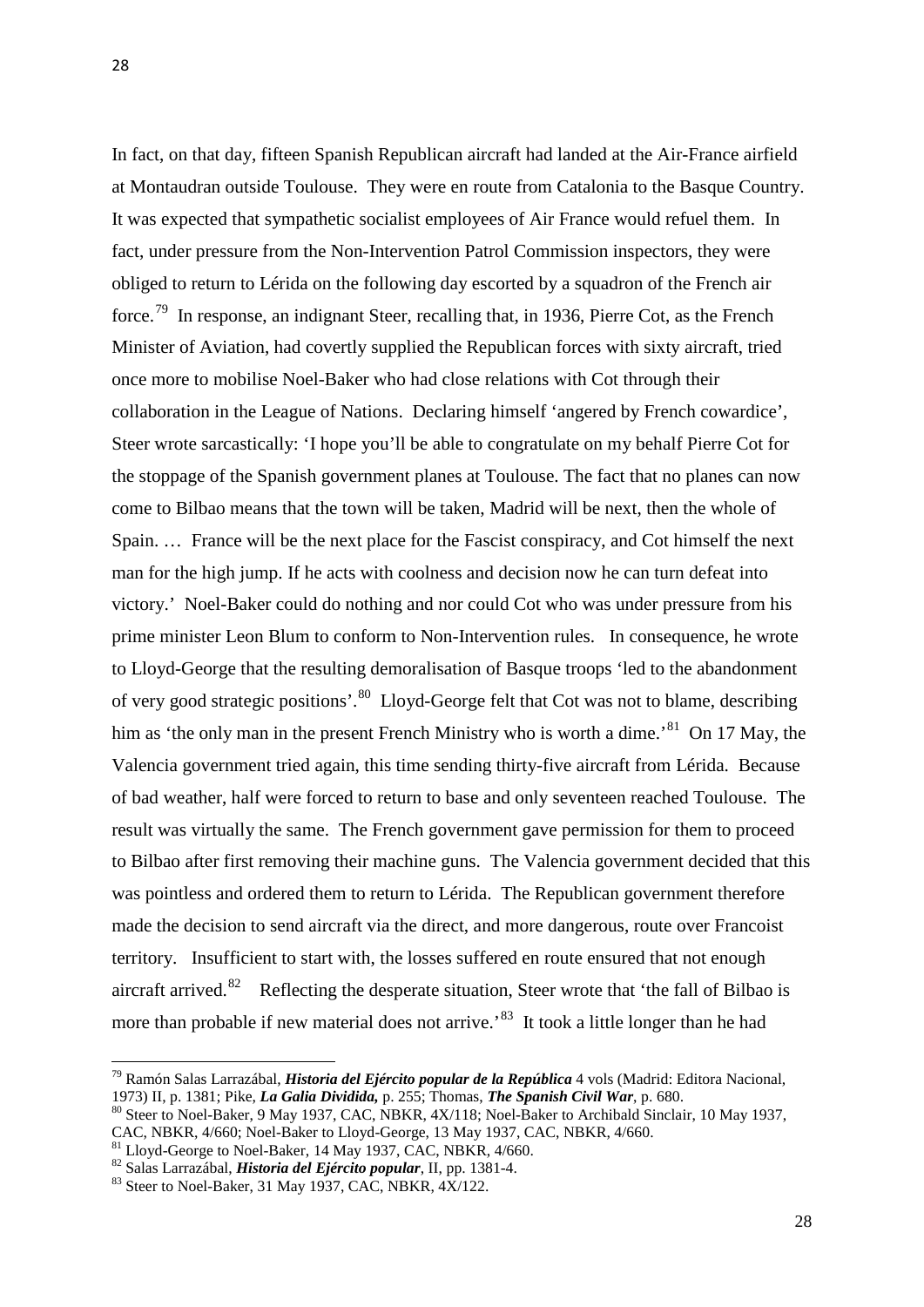In fact, on that day, fifteen Spanish Republican aircraft had landed at the Air-France airfield at Montaudran outside Toulouse. They were en route from Catalonia to the Basque Country. It was expected that sympathetic socialist employees of Air France would refuel them. In fact, under pressure from the Non-Intervention Patrol Commission inspectors, they were obliged to return to Lérida on the following day escorted by a squadron of the French air force.[79] In response, an indignant Steer, recalling that, in 1936, Pierre Cot, as the French Minister of Aviation, had covertly supplied the Republican forces with sixty aircraft, tried once more to mobilise Noel-Baker who had close relations with Cot through their collaboration in the League of Nations. Declaring himself 'angered by French cowardice', Steer wrote sarcastically: 'I hope you'll be able to congratulate on my behalf Pierre Cot for the stoppage of the Spanish government planes at Toulouse. The fact that no planes can now come to Bilbao means that the town will be taken, Madrid will be next, then the whole of Spain. … France will be the next place for the Fascist conspiracy, and Cot himself the next man for the high jump. If he acts with coolness and decision now he can turn defeat into victory.' Noel-Baker could do nothing and nor could Cot who was under pressure from his prime minister Leon Blum to conform to Non-Intervention rules. In consequence, he wrote to Lloyd-George that the resulting demoralisation of Basque troops 'led to the abandonment of very good strategic positions'.[80] Lloyd-George felt that Cot was not to blame, describing him as 'the only man in the present French Ministry who is worth a dime.'[81] On 17 May, the Valencia government tried again, this time sending thirty-five aircraft from Lérida. Because of bad weather, half were forced to return to base and only seventeen reached Toulouse. The result was virtually the same. The French government gave permission for them to proceed to Bilbao after first removing their machine guns. The Valencia government decided that this was pointless and ordered them to return to Lérida. The Republican government therefore made the decision to send aircraft via the direct, and more dangerous, route over Francoist territory. Insufficient to start with, the losses suffered en route ensured that not enough aircraft arrived.[82] Reflecting the desperate situation, Steer wrote that 'the fall of Bilbao is more than probable if new material does not arrive.'[83] It took a little longer than he had

---

[79] Ramón Salas Larrazábal, ***Historia del Ejército popular de la República*** 4 vols (Madrid: Editora Nacional, 1973) II, p. 1381; Pike, ***La Galia Dividida,*** p. 255; Thomas, ***The Spanish Civil War***, p. 680.

[80] Steer to Noel-Baker, 9 May 1937, CAC, NBKR, 4X/118; Noel-Baker to Archibald Sinclair, 10 May 1937, CAC, NBKR, 4/660; Noel-Baker to Lloyd-George, 13 May 1937, CAC, NBKR, 4/660.

[81] Lloyd-George to Noel-Baker, 14 May 1937, CAC, NBKR, 4/660.

[82] Salas Larrazábal, ***Historia del Ejército popular***, II, pp. 1381-4.

[83] Steer to Noel-Baker, 31 May 1937, CAC, NBKR, 4X/122.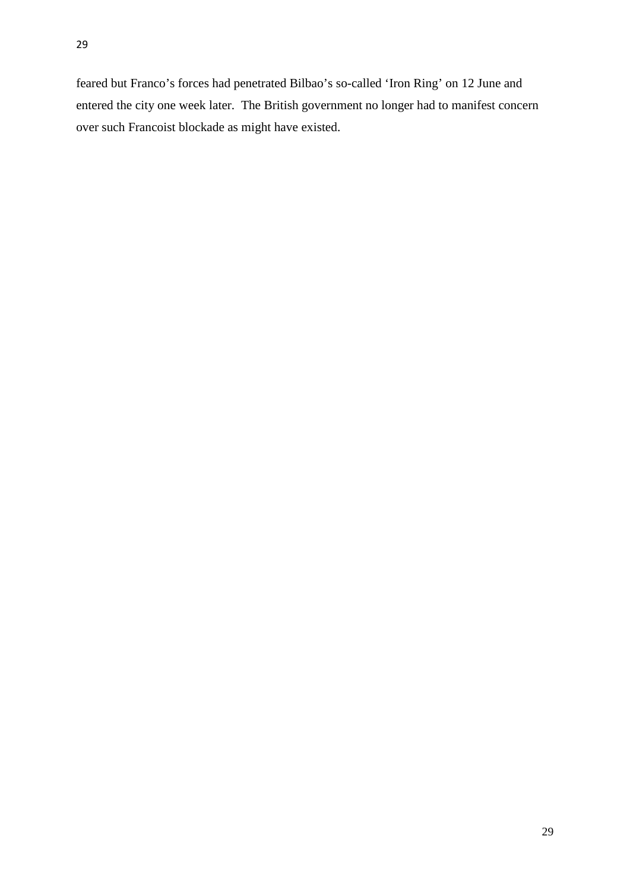feared but Franco's forces had penetrated Bilbao's so-called 'Iron Ring' on 12 June and entered the city one week later. The British government no longer had to manifest concern over such Francoist blockade as might have existed.